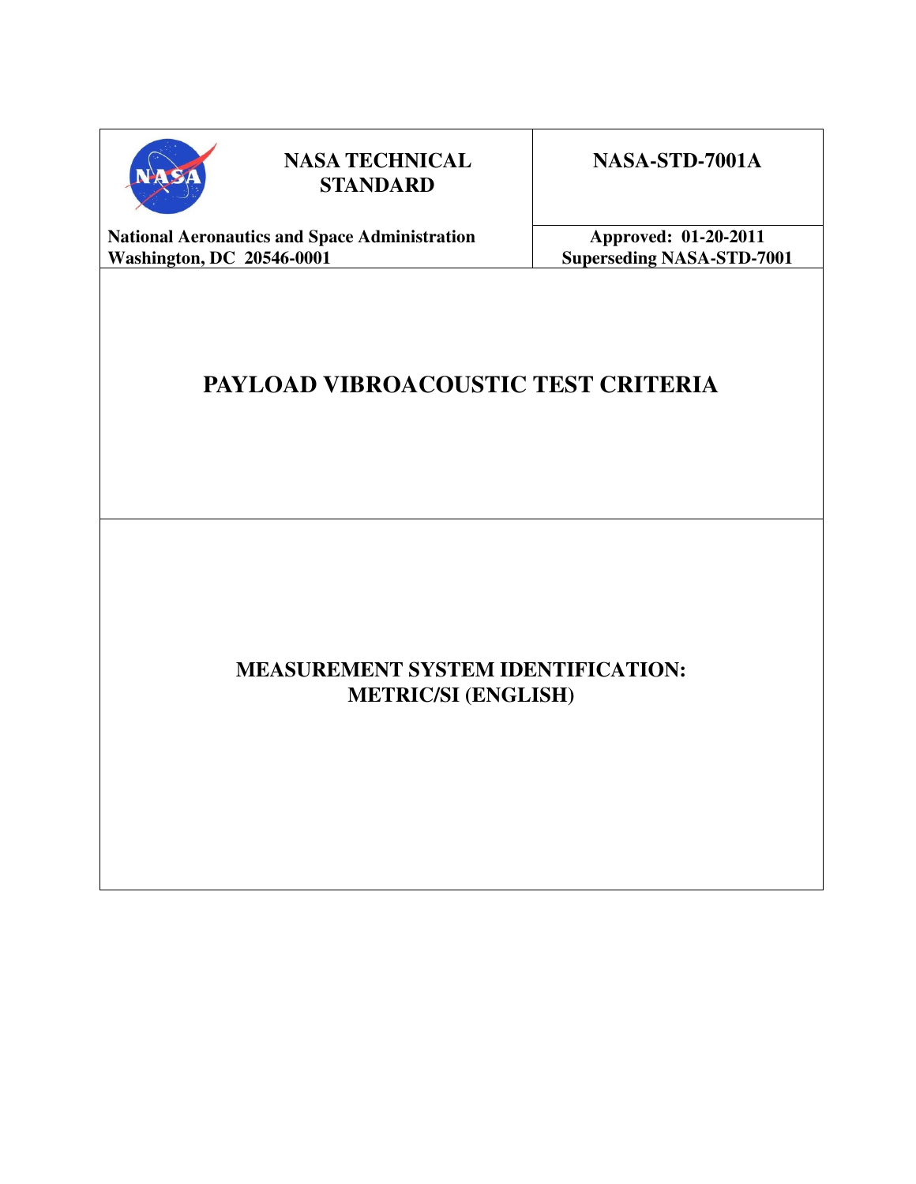**NASA TECHNICAL STANDARD**

**NASA-STD-7001A**

**National Aeronautics and Space Administration**
**Washington, DC 20546-0001**

**Approved: 01-20-2011**
**Superseding NASA-STD-7001**

# PAYLOAD VIBROACOUSTIC TEST CRITERIA

**MEASUREMENT SYSTEM IDENTIFICATION:**
**METRIC/SI (ENGLISH)**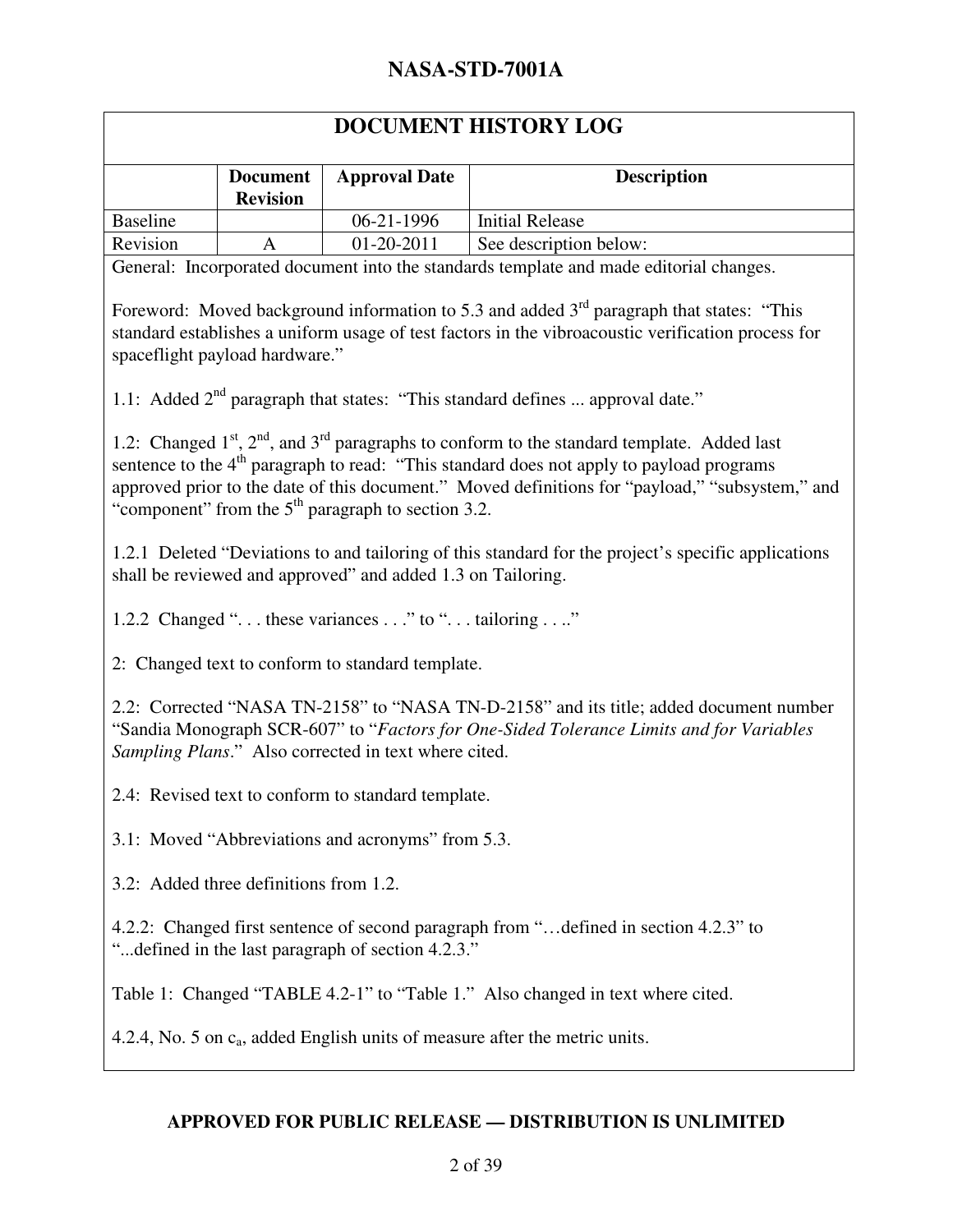## DOCUMENT HISTORY LOG

| | Document Revision | Approval Date | Description |
|---|---|---|---|
| Baseline | | 06-21-1996 | Initial Release |
| Revision | A | 01-20-2011 | See description below: |

General: Incorporated document into the standards template and made editorial changes.

Foreword: Moved background information to 5.3 and added 3rd paragraph that states: "This standard establishes a uniform usage of test factors in the vibroacoustic verification process for spaceflight payload hardware."

1.1: Added 2nd paragraph that states: "This standard defines ... approval date."

1.2: Changed 1st, 2nd, and 3rd paragraphs to conform to the standard template. Added last sentence to the 4th paragraph to read: "This standard does not apply to payload programs approved prior to the date of this document." Moved definitions for "payload," "subsystem," and "component" from the 5th paragraph to section 3.2.

1.2.1 Deleted "Deviations to and tailoring of this standard for the project's specific applications shall be reviewed and approved" and added 1.3 on Tailoring.

1.2.2 Changed ". . . these variances . . ." to ". . . tailoring . . .."

2: Changed text to conform to standard template.

2.2: Corrected "NASA TN-2158" to "NASA TN-D-2158" and its title; added document number "Sandia Monograph SCR-607" to "*Factors for One-Sided Tolerance Limits and for Variables Sampling Plans*." Also corrected in text where cited.

2.4: Revised text to conform to standard template.

3.1: Moved "Abbreviations and acronyms" from 5.3.

3.2: Added three definitions from 1.2.

4.2.2: Changed first sentence of second paragraph from "…defined in section 4.2.3" to "...defined in the last paragraph of section 4.2.3."

Table 1: Changed "TABLE 4.2-1" to "Table 1." Also changed in text where cited.

4.2.4, No. 5 on $c_a$, added English units of measure after the metric units.

**APPROVED FOR PUBLIC RELEASE — DISTRIBUTION IS UNLIMITED**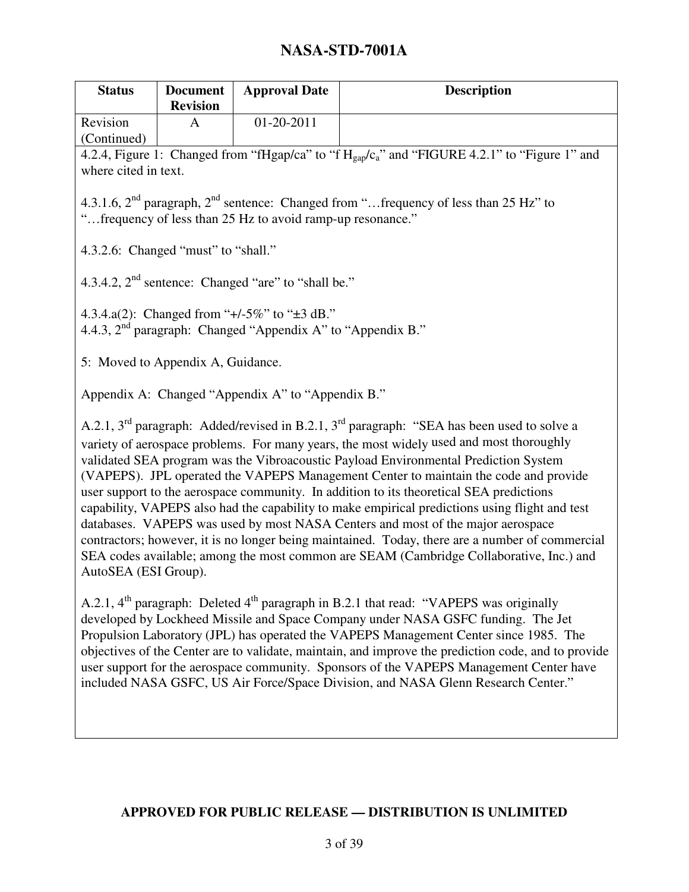| Status | Document Revision | Approval Date | Description |
|---|---|---|---|
| Revision (Continued) | A | 01-20-2011 | |

4.2.4, Figure 1: Changed from "fHgap/ca" to "f $H_{gap}/c_a$" and "FIGURE 4.2.1" to "Figure 1" and where cited in text.

4.3.1.6, 2nd paragraph, 2nd sentence: Changed from "…frequency of less than 25 Hz" to "…frequency of less than 25 Hz to avoid ramp-up resonance."

4.3.2.6: Changed "must" to "shall."

4.3.4.2, 2nd sentence: Changed "are" to "shall be."

4.3.4.a(2): Changed from "+/-5%" to "±3 dB."
4.4.3, 2nd paragraph: Changed "Appendix A" to "Appendix B."

5: Moved to Appendix A, Guidance.

Appendix A: Changed "Appendix A" to "Appendix B."

A.2.1, 3rd paragraph: Added/revised in B.2.1, 3rd paragraph: "SEA has been used to solve a variety of aerospace problems. For many years, the most widely used and most thoroughly validated SEA program was the Vibroacoustic Payload Environmental Prediction System (VAPEPS). JPL operated the VAPEPS Management Center to maintain the code and provide user support to the aerospace community. In addition to its theoretical SEA predictions capability, VAPEPS also had the capability to make empirical predictions using flight and test databases. VAPEPS was used by most NASA Centers and most of the major aerospace contractors; however, it is no longer being maintained. Today, there are a number of commercial SEA codes available; among the most common are SEAM (Cambridge Collaborative, Inc.) and AutoSEA (ESI Group).

A.2.1, 4th paragraph: Deleted 4th paragraph in B.2.1 that read: "VAPEPS was originally developed by Lockheed Missile and Space Company under NASA GSFC funding. The Jet Propulsion Laboratory (JPL) has operated the VAPEPS Management Center since 1985. The objectives of the Center are to validate, maintain, and improve the prediction code, and to provide user support for the aerospace community. Sponsors of the VAPEPS Management Center have included NASA GSFC, US Air Force/Space Division, and NASA Glenn Research Center."

**APPROVED FOR PUBLIC RELEASE — DISTRIBUTION IS UNLIMITED**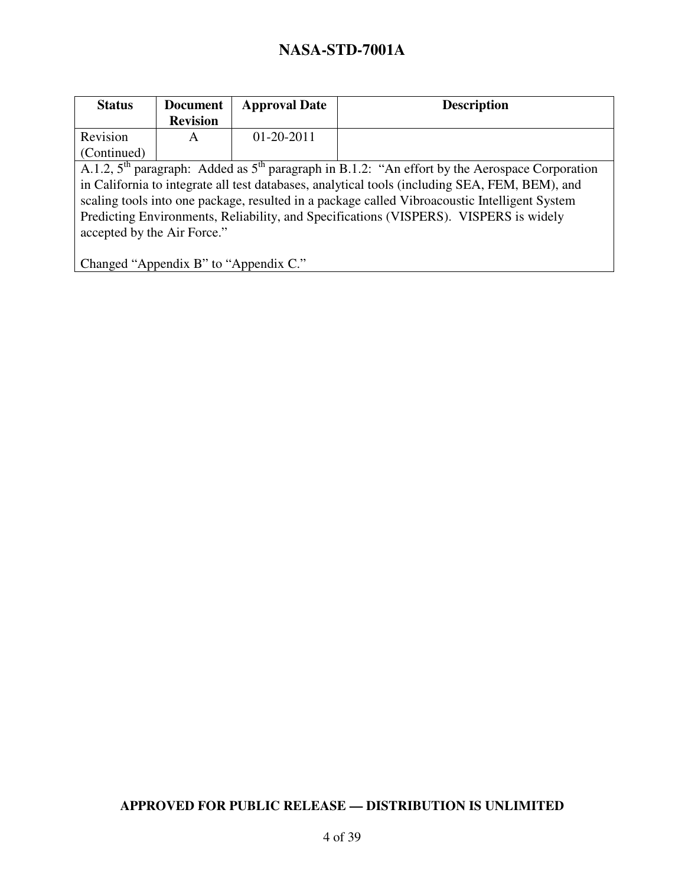| Status | Document Revision | Approval Date | Description |
|---|---|---|---|
| Revision (Continued) | A | 01-20-2011 | |
| A.1.2, 5th paragraph: Added as 5th paragraph in B.1.2: "An effort by the Aerospace Corporation in California to integrate all test databases, analytical tools (including SEA, FEM, BEM), and scaling tools into one package, resulted in a package called Vibroacoustic Intelligent System Predicting Environments, Reliability, and Specifications (VISPERS). VISPERS is widely accepted by the Air Force."<br><br>Changed "Appendix B" to "Appendix C." | | | |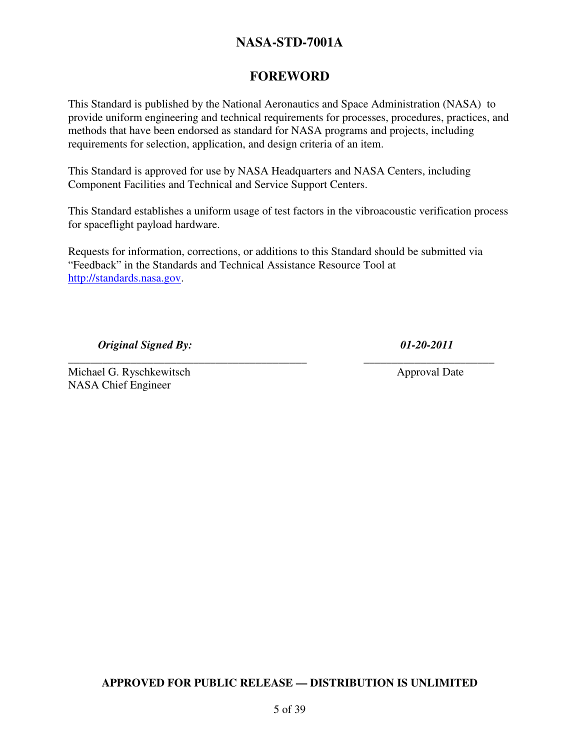## FOREWORD

This Standard is published by the National Aeronautics and Space Administration (NASA) to provide uniform engineering and technical requirements for processes, procedures, practices, and methods that have been endorsed as standard for NASA programs and projects, including requirements for selection, application, and design criteria of an item.

This Standard is approved for use by NASA Headquarters and NASA Centers, including Component Facilities and Technical and Service Support Centers.

This Standard establishes a uniform usage of test factors in the vibroacoustic verification process for spaceflight payload hardware.

Requests for information, corrections, or additions to this Standard should be submitted via "Feedback" in the Standards and Technical Assistance Resource Tool at [http://standards.nasa.gov](http://standards.nasa.gov).

***Original Signed By:*** ***01-20-2011***

\_\_\_\_\_\_\_\_\_\_\_\_\_\_\_\_\_\_\_\_\_\_\_\_\_\_\_\_\_\_\_\_\_\_\_\_\_\_\_\_\_\_\_ \_\_\_\_\_\_\_\_\_\_\_\_\_\_\_\_\_\_\_\_\_\_\_

Michael G. Ryschkewitsch
NASA Chief Engineer

Approval Date

**APPROVED FOR PUBLIC RELEASE — DISTRIBUTION IS UNLIMITED**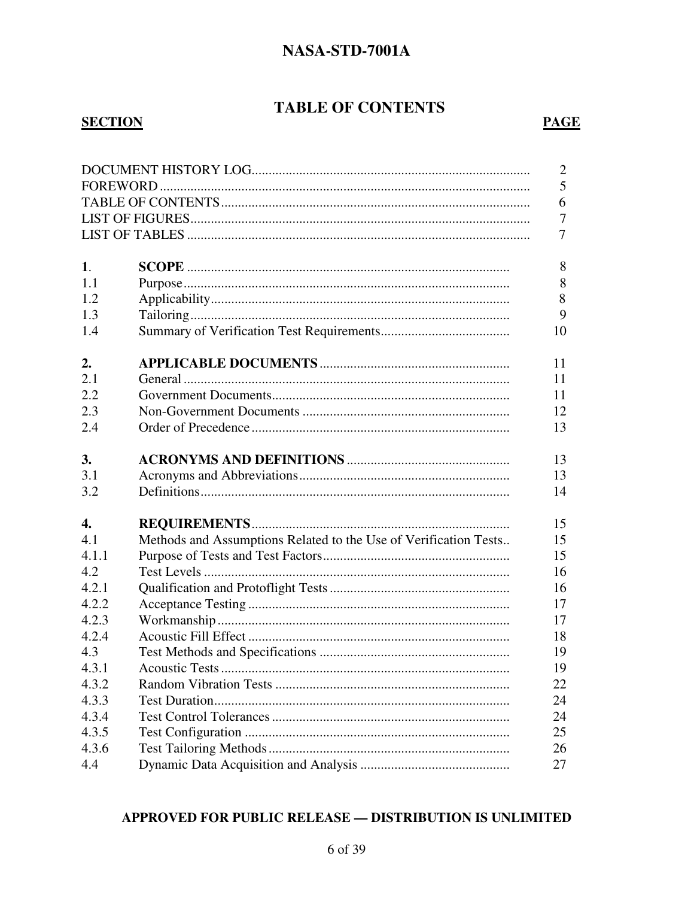# TABLE OF CONTENTS

| SECTION | | PAGE |
|---|---|---|
| DOCUMENT HISTORY LOG | | 2 |
| FOREWORD | | 5 |
| TABLE OF CONTENTS | | 6 |
| LIST OF FIGURES | | 7 |
| LIST OF TABLES | | 7 |
| **1.** | **SCOPE** | 8 |
| 1.1 | Purpose | 8 |
| 1.2 | Applicability | 8 |
| 1.3 | Tailoring | 9 |
| 1.4 | Summary of Verification Test Requirements | 10 |
| **2.** | **APPLICABLE DOCUMENTS** | 11 |
| 2.1 | General | 11 |
| 2.2 | Government Documents | 11 |
| 2.3 | Non-Government Documents | 12 |
| 2.4 | Order of Precedence | 13 |
| **3.** | **ACRONYMS AND DEFINITIONS** | 13 |
| 3.1 | Acronyms and Abbreviations | 13 |
| 3.2 | Definitions | 14 |
| **4.** | **REQUIREMENTS** | 15 |
| 4.1 | Methods and Assumptions Related to the Use of Verification Tests | 15 |
| 4.1.1 | Purpose of Tests and Test Factors | 15 |
| 4.2 | Test Levels | 16 |
| 4.2.1 | Qualification and Protoflight Tests | 16 |
| 4.2.2 | Acceptance Testing | 17 |
| 4.2.3 | Workmanship | 17 |
| 4.2.4 | Acoustic Fill Effect | 18 |
| 4.3 | Test Methods and Specifications | 19 |
| 4.3.1 | Acoustic Tests | 19 |
| 4.3.2 | Random Vibration Tests | 22 |
| 4.3.3 | Test Duration | 24 |
| 4.3.4 | Test Control Tolerances | 24 |
| 4.3.5 | Test Configuration | 25 |
| 4.3.6 | Test Tailoring Methods | 26 |
| 4.4 | Dynamic Data Acquisition and Analysis | 27 |

**APPROVED FOR PUBLIC RELEASE — DISTRIBUTION IS UNLIMITED**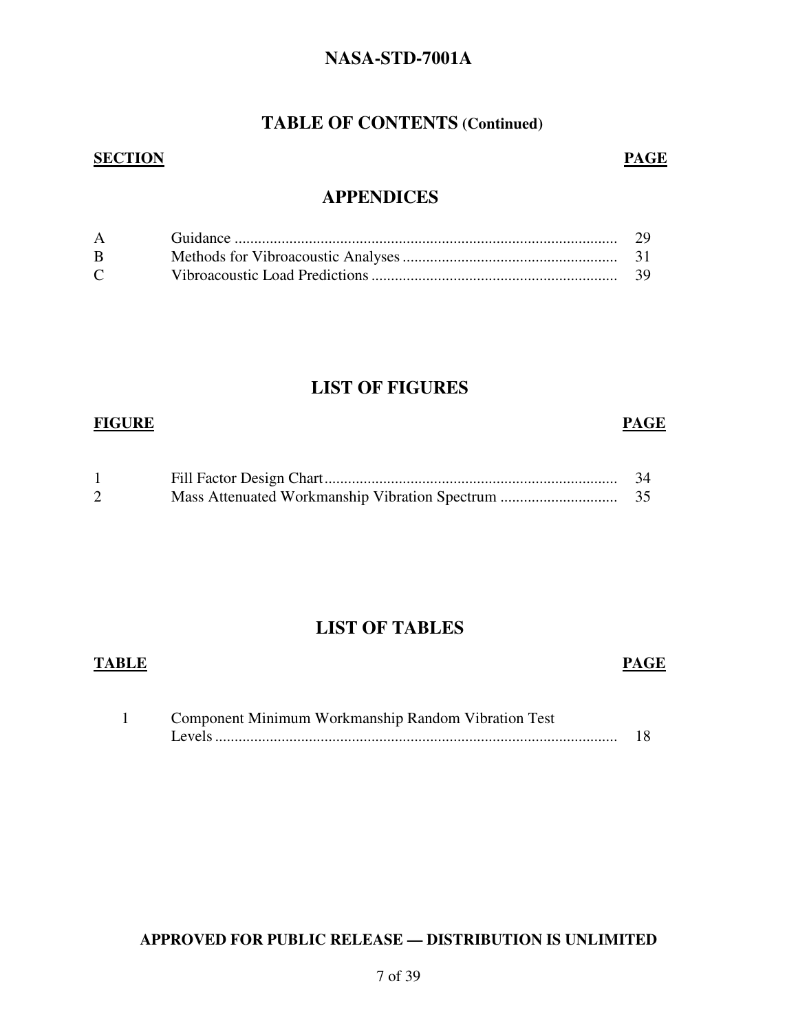## TABLE OF CONTENTS (Continued)

| SECTION | | PAGE |
|---|---|---|

## APPENDICES

| | | |
|---|---|---|
| A | Guidance | 29 |
| B | Methods for Vibroacoustic Analyses | 31 |
| C | Vibroacoustic Load Predictions | 39 |

## LIST OF FIGURES

| FIGURE | | PAGE |
|---|---|---|
| 1 | Fill Factor Design Chart | 34 |
| 2 | Mass Attenuated Workmanship Vibration Spectrum | 35 |

## LIST OF TABLES

| TABLE | | PAGE |
|---|---|---|
| 1 | Component Minimum Workmanship Random Vibration Test Levels | 18 |

**APPROVED FOR PUBLIC RELEASE — DISTRIBUTION IS UNLIMITED**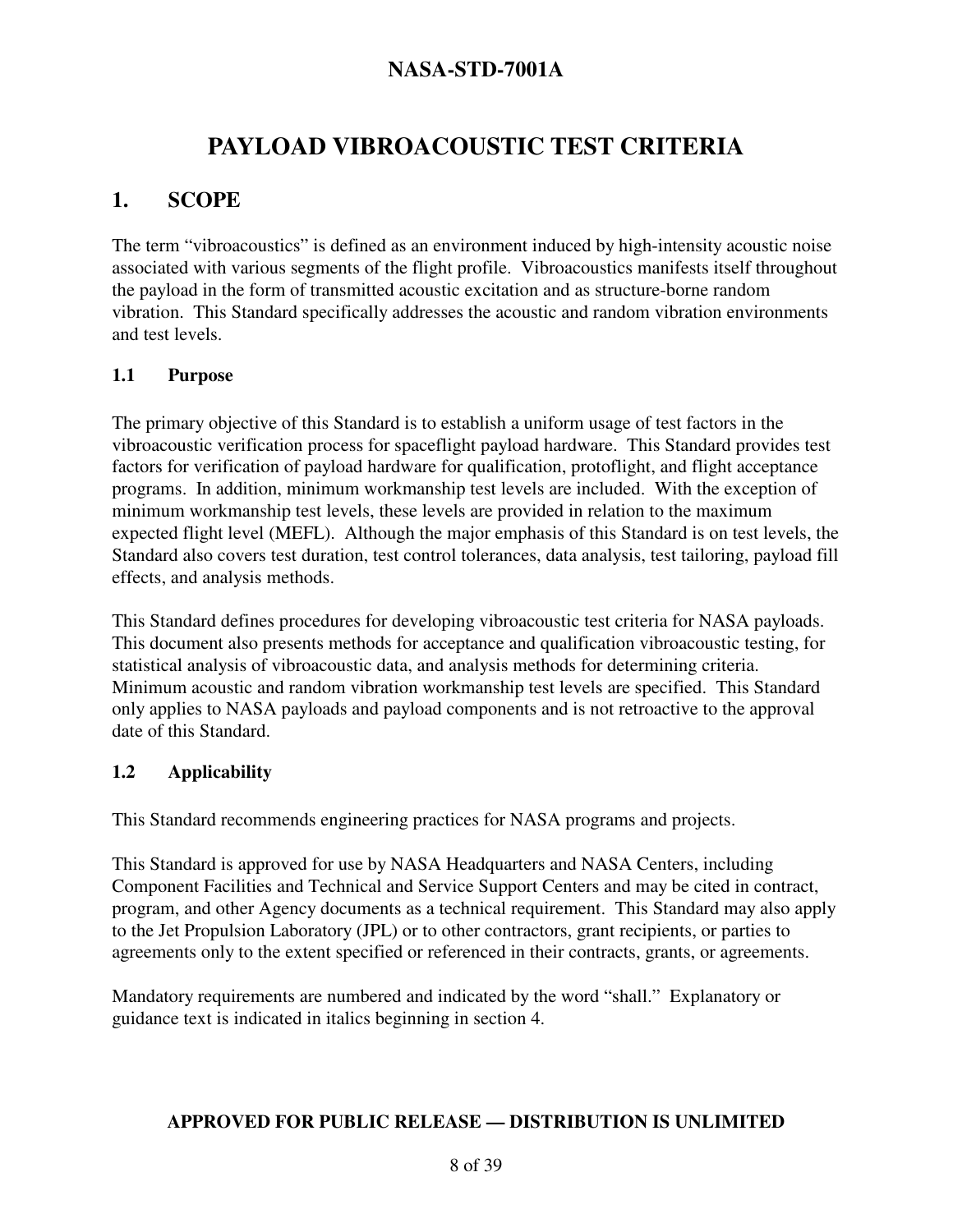# PAYLOAD VIBROACOUSTIC TEST CRITERIA

## 1. SCOPE

The term "vibroacoustics" is defined as an environment induced by high-intensity acoustic noise associated with various segments of the flight profile. Vibroacoustics manifests itself throughout the payload in the form of transmitted acoustic excitation and as structure-borne random vibration. This Standard specifically addresses the acoustic and random vibration environments and test levels.

### 1.1 Purpose

The primary objective of this Standard is to establish a uniform usage of test factors in the vibroacoustic verification process for spaceflight payload hardware. This Standard provides test factors for verification of payload hardware for qualification, protoflight, and flight acceptance programs. In addition, minimum workmanship test levels are included. With the exception of minimum workmanship test levels, these levels are provided in relation to the maximum expected flight level (MEFL). Although the major emphasis of this Standard is on test levels, the Standard also covers test duration, test control tolerances, data analysis, test tailoring, payload fill effects, and analysis methods.

This Standard defines procedures for developing vibroacoustic test criteria for NASA payloads. This document also presents methods for acceptance and qualification vibroacoustic testing, for statistical analysis of vibroacoustic data, and analysis methods for determining criteria. Minimum acoustic and random vibration workmanship test levels are specified. This Standard only applies to NASA payloads and payload components and is not retroactive to the approval date of this Standard.

### 1.2 Applicability

This Standard recommends engineering practices for NASA programs and projects.

This Standard is approved for use by NASA Headquarters and NASA Centers, including Component Facilities and Technical and Service Support Centers and may be cited in contract, program, and other Agency documents as a technical requirement. This Standard may also apply to the Jet Propulsion Laboratory (JPL) or to other contractors, grant recipients, or parties to agreements only to the extent specified or referenced in their contracts, grants, or agreements.

Mandatory requirements are numbered and indicated by the word "shall." Explanatory or guidance text is indicated in italics beginning in section 4.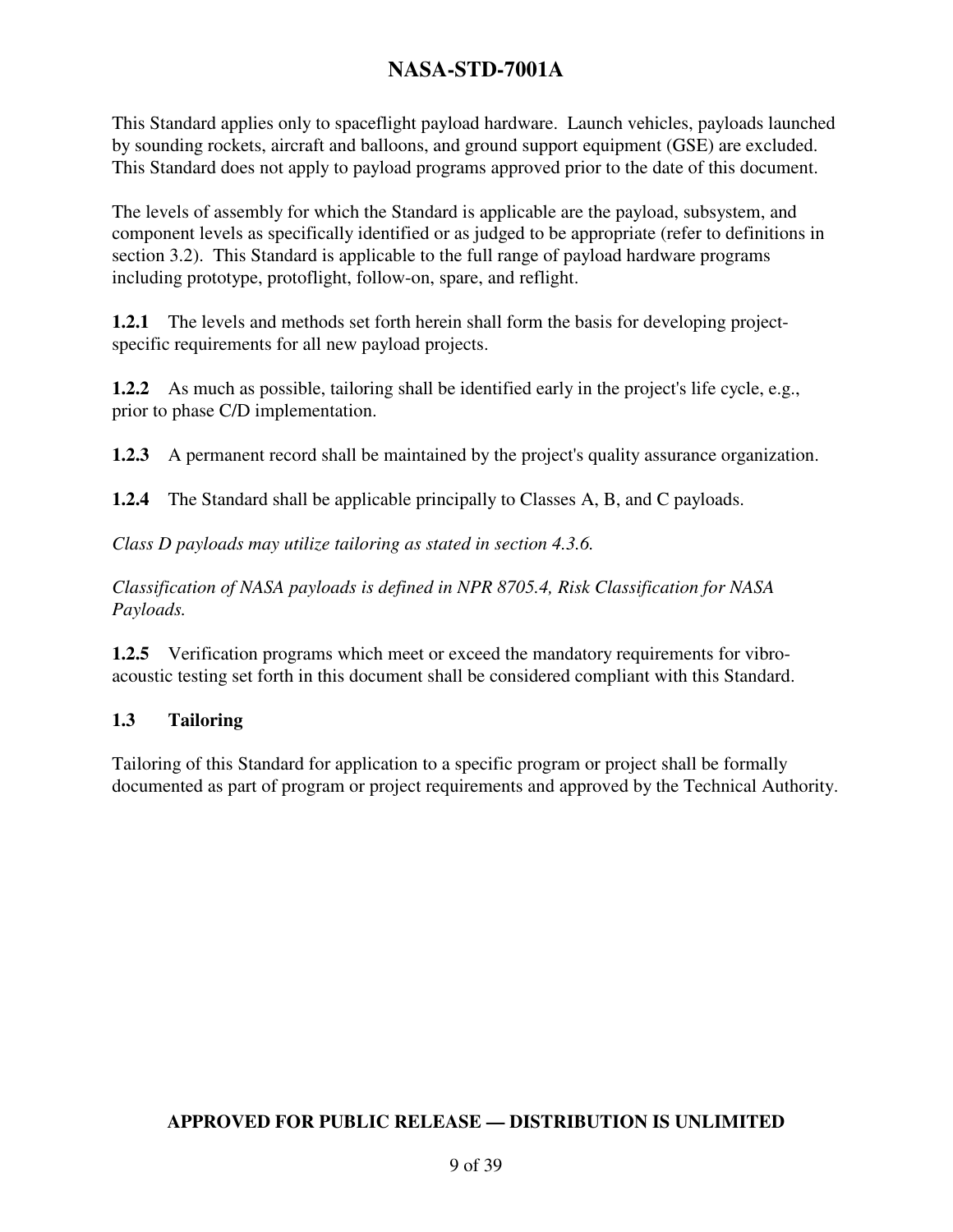This Standard applies only to spaceflight payload hardware. Launch vehicles, payloads launched by sounding rockets, aircraft and balloons, and ground support equipment (GSE) are excluded. This Standard does not apply to payload programs approved prior to the date of this document.

The levels of assembly for which the Standard is applicable are the payload, subsystem, and component levels as specifically identified or as judged to be appropriate (refer to definitions in section 3.2). This Standard is applicable to the full range of payload hardware programs including prototype, protoflight, follow-on, spare, and reflight.

**1.2.1** The levels and methods set forth herein shall form the basis for developing project-specific requirements for all new payload projects.

**1.2.2** As much as possible, tailoring shall be identified early in the project's life cycle, e.g., prior to phase C/D implementation.

**1.2.3** A permanent record shall be maintained by the project's quality assurance organization.

**1.2.4** The Standard shall be applicable principally to Classes A, B, and C payloads.

*Class D payloads may utilize tailoring as stated in section 4.3.6.*

*Classification of NASA payloads is defined in NPR 8705.4, Risk Classification for NASA Payloads.*

**1.2.5** Verification programs which meet or exceed the mandatory requirements for vibro-acoustic testing set forth in this document shall be considered compliant with this Standard.

## 1.3 Tailoring

Tailoring of this Standard for application to a specific program or project shall be formally documented as part of program or project requirements and approved by the Technical Authority.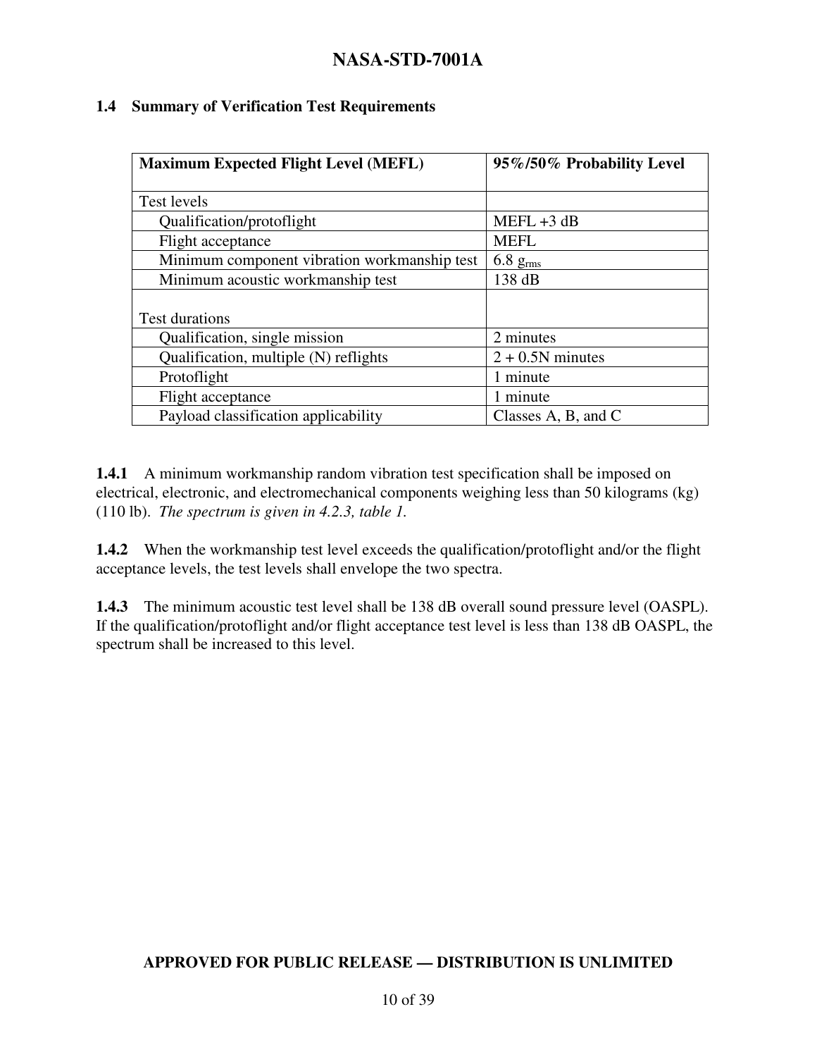## 1.4 Summary of Verification Test Requirements

| Maximum Expected Flight Level (MEFL) | 95%/50% Probability Level |
|---|---|
| Test levels | |
| Qualification/protoflight | MEFL +3 dB |
| Flight acceptance | MEFL |
| Minimum component vibration workmanship test | 6.8 $g_{rms}$ |
| Minimum acoustic workmanship test | 138 dB |
| Test durations | |
| Qualification, single mission | 2 minutes |
| Qualification, multiple (N) reflights | 2 + 0.5N minutes |
| Protoflight | 1 minute |
| Flight acceptance | 1 minute |
| Payload classification applicability | Classes A, B, and C |

**1.4.1** A minimum workmanship random vibration test specification shall be imposed on electrical, electronic, and electromechanical components weighing less than 50 kilograms (kg) (110 lb). *The spectrum is given in 4.2.3, table 1.*

**1.4.2** When the workmanship test level exceeds the qualification/protoflight and/or the flight acceptance levels, the test levels shall envelope the two spectra.

**1.4.3** The minimum acoustic test level shall be 138 dB overall sound pressure level (OASPL). If the qualification/protoflight and/or flight acceptance test level is less than 138 dB OASPL, the spectrum shall be increased to this level.

**APPROVED FOR PUBLIC RELEASE — DISTRIBUTION IS UNLIMITED**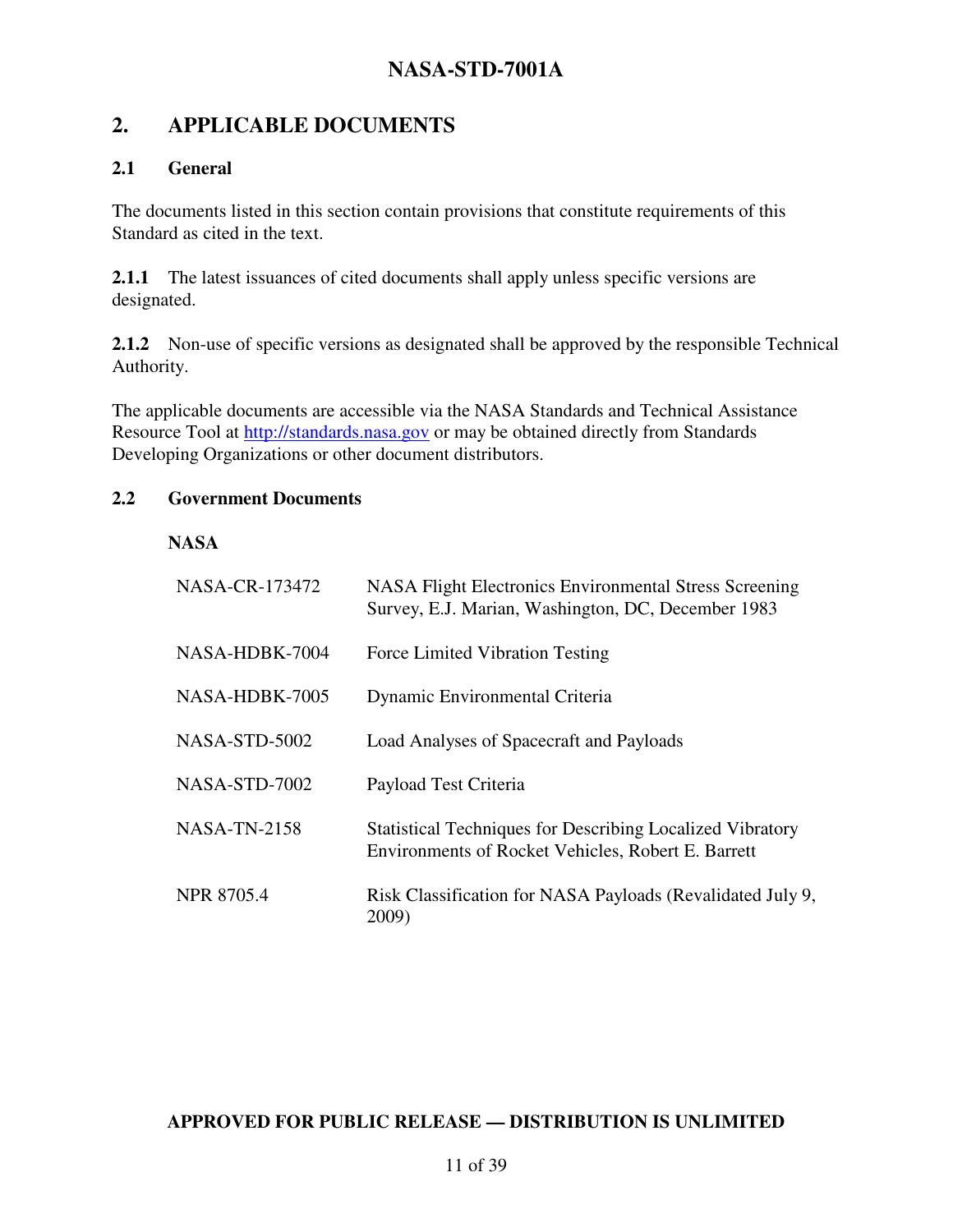# 2. APPLICABLE DOCUMENTS

## 2.1 General

The documents listed in this section contain provisions that constitute requirements of this Standard as cited in the text.

**2.1.1** The latest issuances of cited documents shall apply unless specific versions are designated.

**2.1.2** Non-use of specific versions as designated shall be approved by the responsible Technical Authority.

The applicable documents are accessible via the NASA Standards and Technical Assistance Resource Tool at http://standards.nasa.gov or may be obtained directly from Standards Developing Organizations or other document distributors.

## 2.2 Government Documents

**NASA**

| | |
|---|---|
| NASA-CR-173472 | NASA Flight Electronics Environmental Stress Screening Survey, E.J. Marian, Washington, DC, December 1983 |
| NASA-HDBK-7004 | Force Limited Vibration Testing |
| NASA-HDBK-7005 | Dynamic Environmental Criteria |
| NASA-STD-5002 | Load Analyses of Spacecraft and Payloads |
| NASA-STD-7002 | Payload Test Criteria |
| NASA-TN-2158 | Statistical Techniques for Describing Localized Vibratory Environments of Rocket Vehicles, Robert E. Barrett |
| NPR 8705.4 | Risk Classification for NASA Payloads (Revalidated July 9, 2009) |

**APPROVED FOR PUBLIC RELEASE — DISTRIBUTION IS UNLIMITED**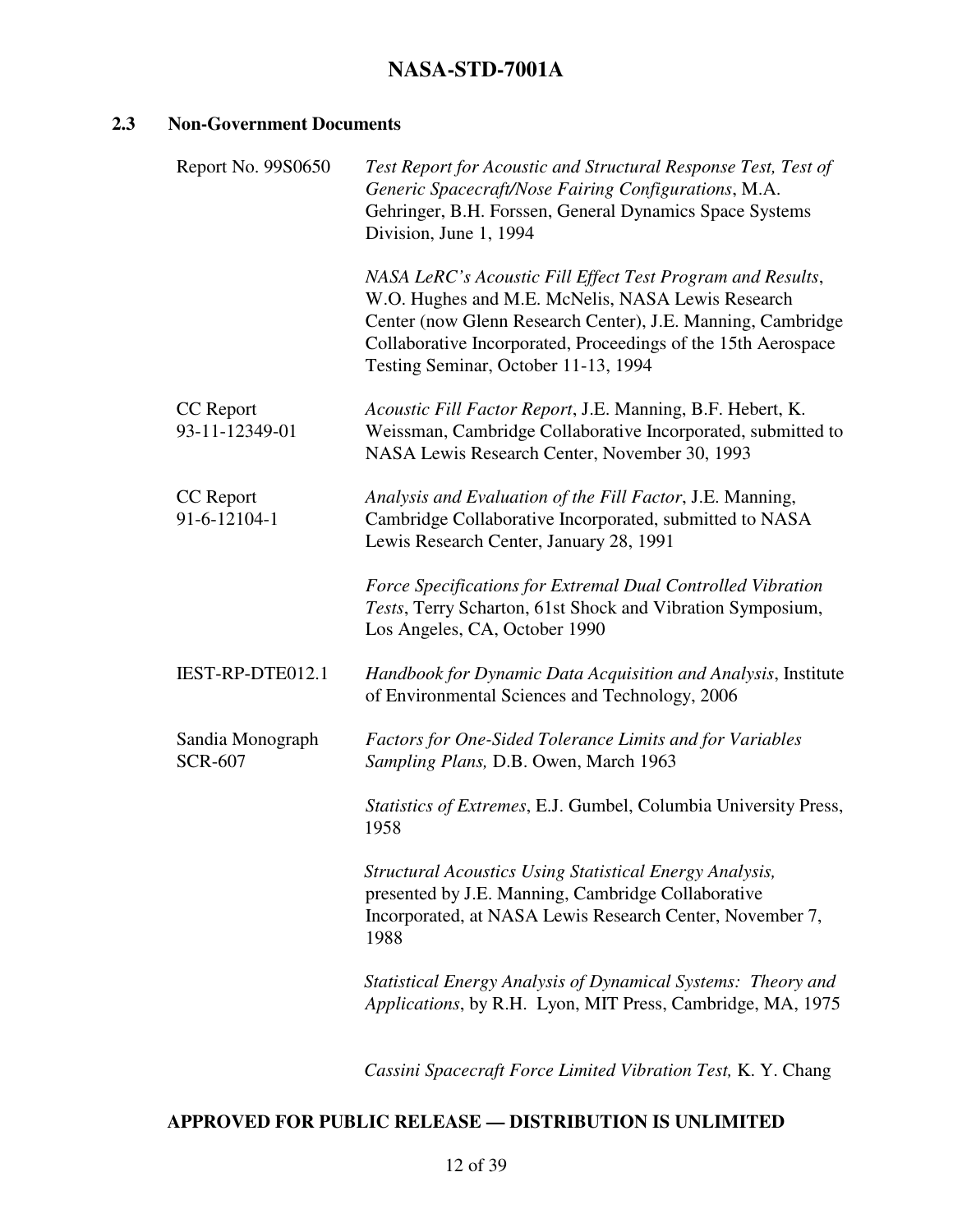### 2.3 Non-Government Documents

| | |
|---|---|
| Report No. 99S0650 | *Test Report for Acoustic and Structural Response Test, Test of Generic Spacecraft/Nose Fairing Configurations*, M.A. Gehringer, B.H. Forssen, General Dynamics Space Systems Division, June 1, 1994 |
| | *NASA LeRC's Acoustic Fill Effect Test Program and Results*, W.O. Hughes and M.E. McNelis, NASA Lewis Research Center (now Glenn Research Center), J.E. Manning, Cambridge Collaborative Incorporated, Proceedings of the 15th Aerospace Testing Seminar, October 11-13, 1994 |
| CC Report 93-11-12349-01 | *Acoustic Fill Factor Report*, J.E. Manning, B.F. Hebert, K. Weissman, Cambridge Collaborative Incorporated, submitted to NASA Lewis Research Center, November 30, 1993 |
| CC Report 91-6-12104-1 | *Analysis and Evaluation of the Fill Factor*, J.E. Manning, Cambridge Collaborative Incorporated, submitted to NASA Lewis Research Center, January 28, 1991 |
| | *Force Specifications for Extremal Dual Controlled Vibration Tests*, Terry Scharton, 61st Shock and Vibration Symposium, Los Angeles, CA, October 1990 |
| IEST-RP-DTE012.1 | *Handbook for Dynamic Data Acquisition and Analysis*, Institute of Environmental Sciences and Technology, 2006 |
| Sandia Monograph SCR-607 | *Factors for One-Sided Tolerance Limits and for Variables Sampling Plans,* D.B. Owen, March 1963 |
| | *Statistics of Extremes*, E.J. Gumbel, Columbia University Press, 1958 |
| | *Structural Acoustics Using Statistical Energy Analysis,* presented by J.E. Manning, Cambridge Collaborative Incorporated, at NASA Lewis Research Center, November 7, 1988 |
| | *Statistical Energy Analysis of Dynamical Systems: Theory and Applications*, by R.H. Lyon, MIT Press, Cambridge, MA, 1975 |
| | *Cassini Spacecraft Force Limited Vibration Test,* K. Y. Chang |

**APPROVED FOR PUBLIC RELEASE — DISTRIBUTION IS UNLIMITED**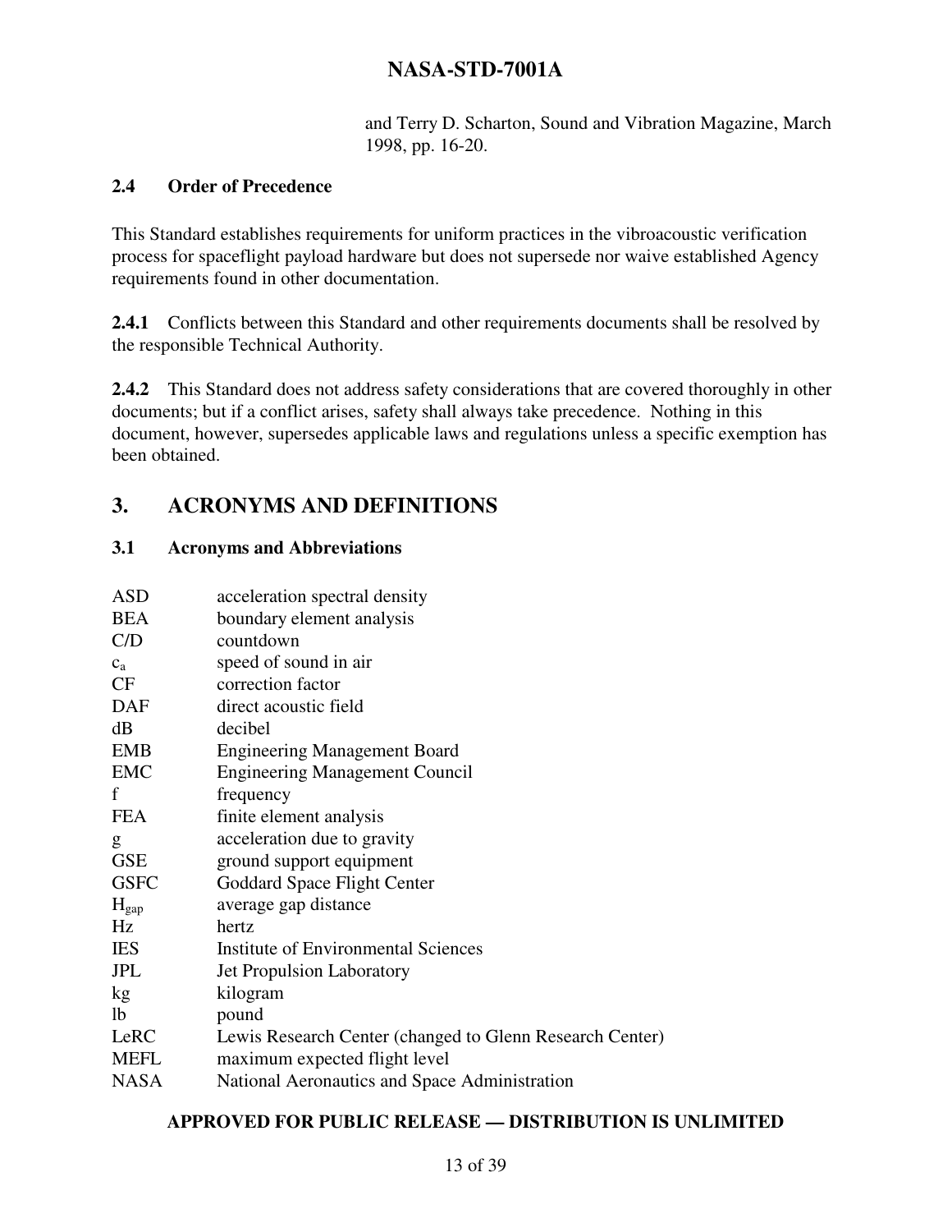and Terry D. Scharton, Sound and Vibration Magazine, March 1998, pp. 16-20.

### 2.4 Order of Precedence

This Standard establishes requirements for uniform practices in the vibroacoustic verification process for spaceflight payload hardware but does not supersede nor waive established Agency requirements found in other documentation.

**2.4.1** Conflicts between this Standard and other requirements documents shall be resolved by the responsible Technical Authority.

**2.4.2** This Standard does not address safety considerations that are covered thoroughly in other documents; but if a conflict arises, safety shall always take precedence. Nothing in this document, however, supersedes applicable laws and regulations unless a specific exemption has been obtained.

## 3. ACRONYMS AND DEFINITIONS

### 3.1 Acronyms and Abbreviations

| | |
|---|---|
| ASD | acceleration spectral density |
| BEA | boundary element analysis |
| C/D | countdown |
| $c_a$ | speed of sound in air |
| CF | correction factor |
| DAF | direct acoustic field |
| dB | decibel |
| EMB | Engineering Management Board |
| EMC | Engineering Management Council |
| f | frequency |
| FEA | finite element analysis |
| g | acceleration due to gravity |
| GSE | ground support equipment |
| GSFC | Goddard Space Flight Center |
| $H_{gap}$ | average gap distance |
| Hz | hertz |
| IES | Institute of Environmental Sciences |
| JPL | Jet Propulsion Laboratory |
| kg | kilogram |
| lb | pound |
| LeRC | Lewis Research Center (changed to Glenn Research Center) |
| MEFL | maximum expected flight level |
| NASA | National Aeronautics and Space Administration |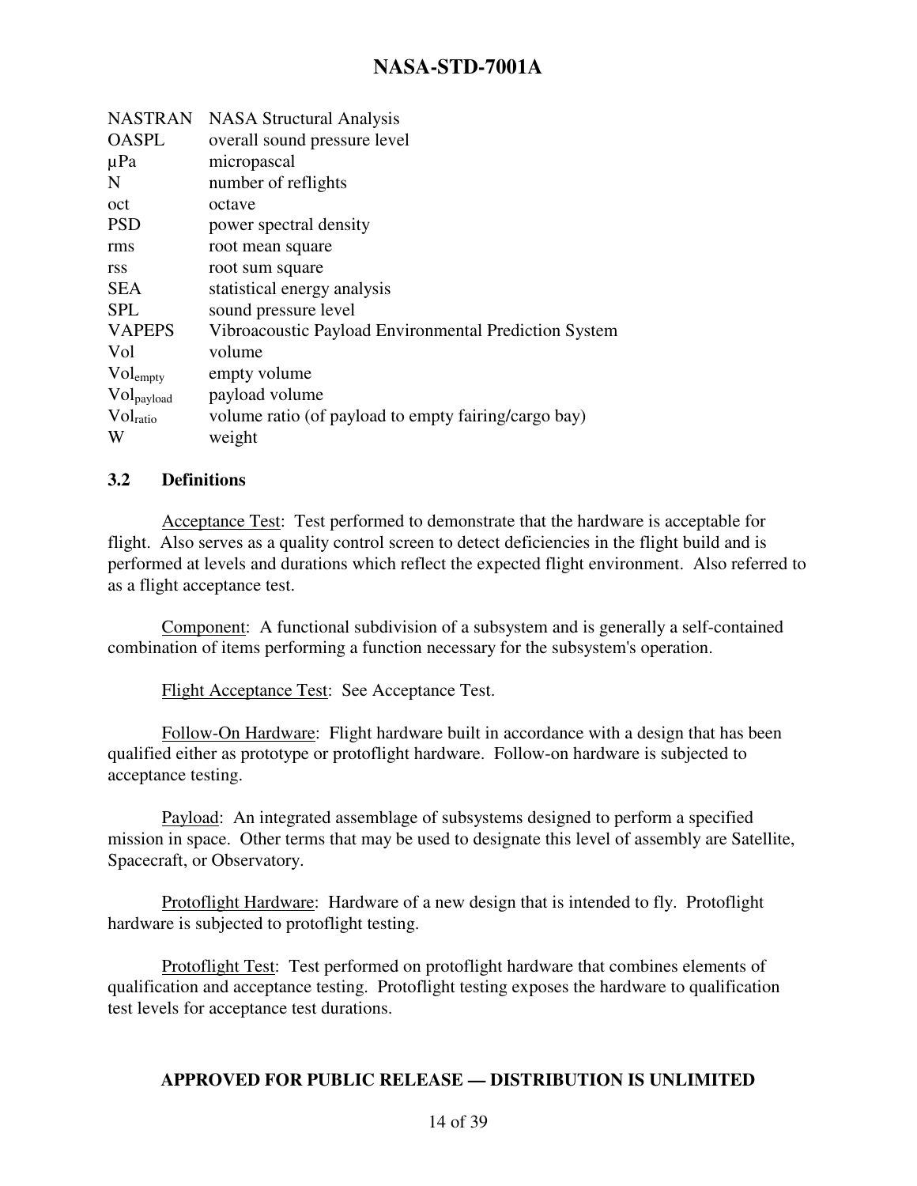| | |
|---|---|
| NASTRAN | NASA Structural Analysis |
| OASPL | overall sound pressure level |
| μPa | micropascal |
| N | number of reflights |
| oct | octave |
| PSD | power spectral density |
| rms | root mean square |
| rss | root sum square |
| SEA | statistical energy analysis |
| SPL | sound pressure level |
| VAPEPS | Vibroacoustic Payload Environmental Prediction System |
| Vol | volume |
| $Vol_{empty}$ | empty volume |
| $Vol_{payload}$ | payload volume |
| $Vol_{ratio}$ | volume ratio (of payload to empty fairing/cargo bay) |
| W | weight |

### 3.2 Definitions

Acceptance Test: Test performed to demonstrate that the hardware is acceptable for flight. Also serves as a quality control screen to detect deficiencies in the flight build and is performed at levels and durations which reflect the expected flight environment. Also referred to as a flight acceptance test.

Component: A functional subdivision of a subsystem and is generally a self-contained combination of items performing a function necessary for the subsystem's operation.

Flight Acceptance Test: See Acceptance Test.

Follow-On Hardware: Flight hardware built in accordance with a design that has been qualified either as prototype or protoflight hardware. Follow-on hardware is subjected to acceptance testing.

Payload: An integrated assemblage of subsystems designed to perform a specified mission in space. Other terms that may be used to designate this level of assembly are Satellite, Spacecraft, or Observatory.

Protoflight Hardware: Hardware of a new design that is intended to fly. Protoflight hardware is subjected to protoflight testing.

Protoflight Test: Test performed on protoflight hardware that combines elements of qualification and acceptance testing. Protoflight testing exposes the hardware to qualification test levels for acceptance test durations.

**APPROVED FOR PUBLIC RELEASE — DISTRIBUTION IS UNLIMITED**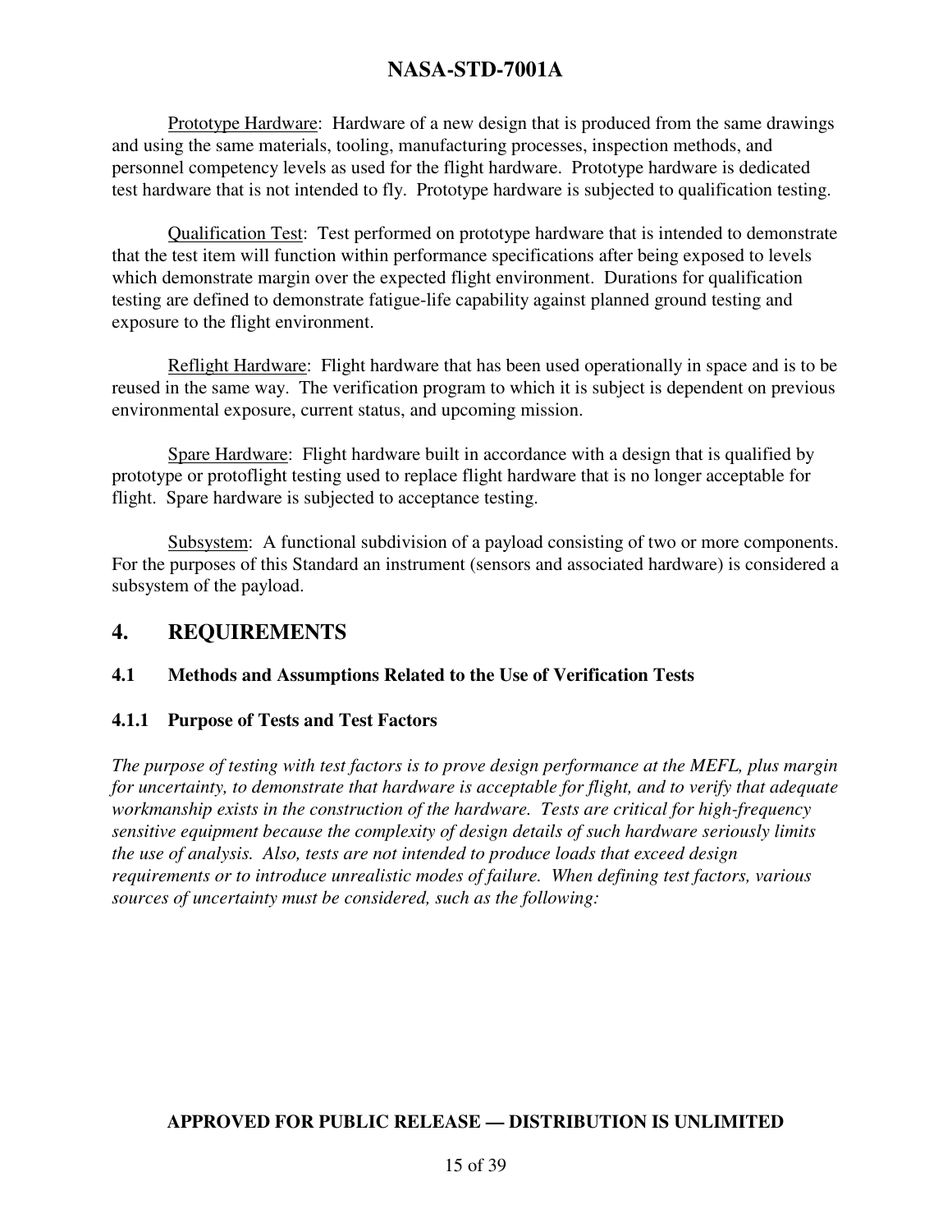Prototype Hardware: Hardware of a new design that is produced from the same drawings and using the same materials, tooling, manufacturing processes, inspection methods, and personnel competency levels as used for the flight hardware. Prototype hardware is dedicated test hardware that is not intended to fly. Prototype hardware is subjected to qualification testing.

Qualification Test: Test performed on prototype hardware that is intended to demonstrate that the test item will function within performance specifications after being exposed to levels which demonstrate margin over the expected flight environment. Durations for qualification testing are defined to demonstrate fatigue-life capability against planned ground testing and exposure to the flight environment.

Reflight Hardware: Flight hardware that has been used operationally in space and is to be reused in the same way. The verification program to which it is subject is dependent on previous environmental exposure, current status, and upcoming mission.

Spare Hardware: Flight hardware built in accordance with a design that is qualified by prototype or protoflight testing used to replace flight hardware that is no longer acceptable for flight. Spare hardware is subjected to acceptance testing.

Subsystem: A functional subdivision of a payload consisting of two or more components. For the purposes of this Standard an instrument (sensors and associated hardware) is considered a subsystem of the payload.

# 4. REQUIREMENTS

## 4.1 Methods and Assumptions Related to the Use of Verification Tests

### 4.1.1 Purpose of Tests and Test Factors

*The purpose of testing with test factors is to prove design performance at the MEFL, plus margin for uncertainty, to demonstrate that hardware is acceptable for flight, and to verify that adequate workmanship exists in the construction of the hardware. Tests are critical for high-frequency sensitive equipment because the complexity of design details of such hardware seriously limits the use of analysis. Also, tests are not intended to produce loads that exceed design requirements or to introduce unrealistic modes of failure. When defining test factors, various sources of uncertainty must be considered, such as the following:*

**APPROVED FOR PUBLIC RELEASE — DISTRIBUTION IS UNLIMITED**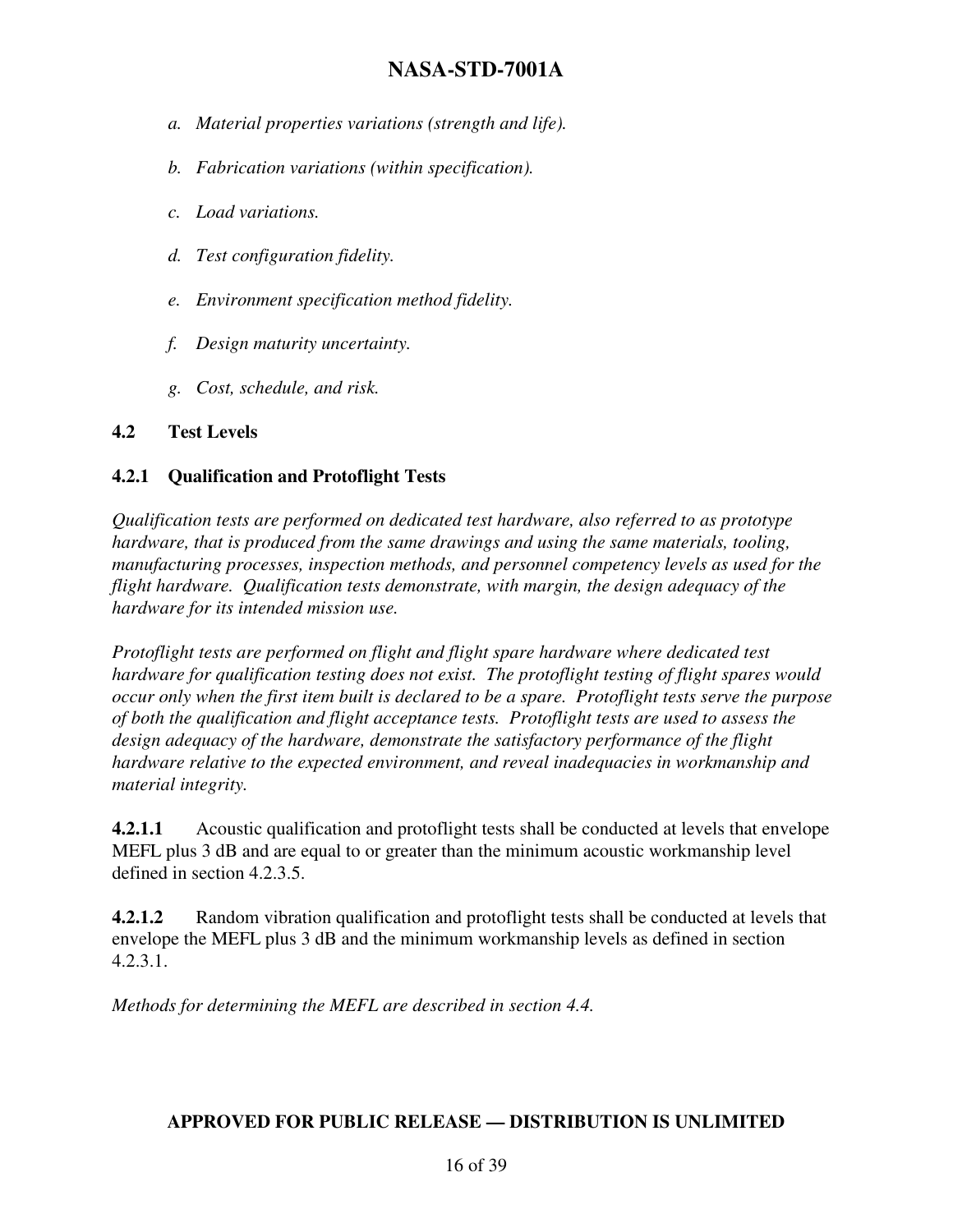*a. Material properties variations (strength and life).*

*b. Fabrication variations (within specification).*

*c. Load variations.*

*d. Test configuration fidelity.*

*e. Environment specification method fidelity.*

*f. Design maturity uncertainty.*

*g. Cost, schedule, and risk.*

## 4.2 Test Levels

### 4.2.1 Qualification and Protoflight Tests

*Qualification tests are performed on dedicated test hardware, also referred to as prototype hardware, that is produced from the same drawings and using the same materials, tooling, manufacturing processes, inspection methods, and personnel competency levels as used for the flight hardware. Qualification tests demonstrate, with margin, the design adequacy of the hardware for its intended mission use.*

*Protoflight tests are performed on flight and flight spare hardware where dedicated test hardware for qualification testing does not exist. The protoflight testing of flight spares would occur only when the first item built is declared to be a spare. Protoflight tests serve the purpose of both the qualification and flight acceptance tests. Protoflight tests are used to assess the design adequacy of the hardware, demonstrate the satisfactory performance of the flight hardware relative to the expected environment, and reveal inadequacies in workmanship and material integrity.*

**4.2.1.1** Acoustic qualification and protoflight tests shall be conducted at levels that envelope MEFL plus 3 dB and are equal to or greater than the minimum acoustic workmanship level defined in section 4.2.3.5.

**4.2.1.2** Random vibration qualification and protoflight tests shall be conducted at levels that envelope the MEFL plus 3 dB and the minimum workmanship levels as defined in section 4.2.3.1.

*Methods for determining the MEFL are described in section 4.4.*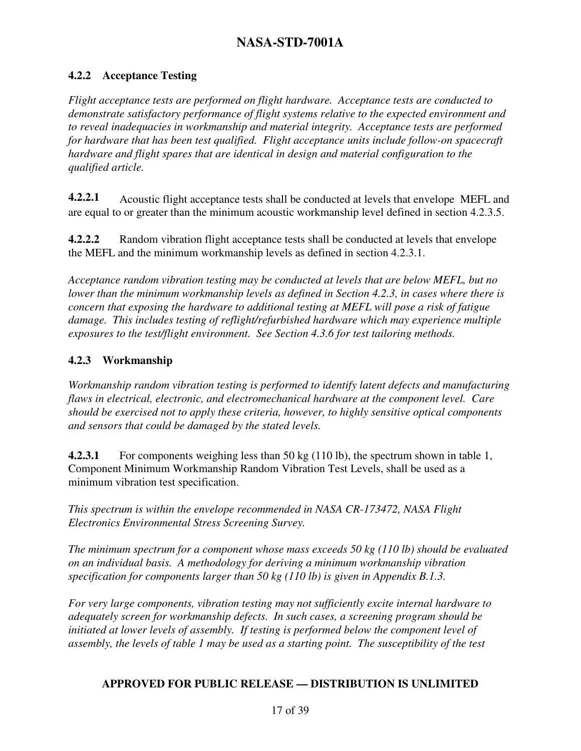### 4.2.2 Acceptance Testing

*Flight acceptance tests are performed on flight hardware. Acceptance tests are conducted to demonstrate satisfactory performance of flight systems relative to the expected environment and to reveal inadequacies in workmanship and material integrity. Acceptance tests are performed for hardware that has been test qualified. Flight acceptance units include follow-on spacecraft hardware and flight spares that are identical in design and material configuration to the qualified article.*

**4.2.2.1** Acoustic flight acceptance tests shall be conducted at levels that envelope MEFL and are equal to or greater than the minimum acoustic workmanship level defined in section 4.2.3.5.

**4.2.2.2** Random vibration flight acceptance tests shall be conducted at levels that envelope the MEFL and the minimum workmanship levels as defined in section 4.2.3.1.

*Acceptance random vibration testing may be conducted at levels that are below MEFL, but no lower than the minimum workmanship levels as defined in Section 4.2.3, in cases where there is concern that exposing the hardware to additional testing at MEFL will pose a risk of fatigue damage. This includes testing of reflight/refurbished hardware which may experience multiple exposures to the test/flight environment. See Section 4.3.6 for test tailoring methods.*

### 4.2.3 Workmanship

*Workmanship random vibration testing is performed to identify latent defects and manufacturing flaws in electrical, electronic, and electromechanical hardware at the component level. Care should be exercised not to apply these criteria, however, to highly sensitive optical components and sensors that could be damaged by the stated levels.*

**4.2.3.1** For components weighing less than 50 kg (110 lb), the spectrum shown in table 1, Component Minimum Workmanship Random Vibration Test Levels, shall be used as a minimum vibration test specification.

*This spectrum is within the envelope recommended in NASA CR-173472, NASA Flight Electronics Environmental Stress Screening Survey.*

*The minimum spectrum for a component whose mass exceeds 50 kg (110 lb) should be evaluated on an individual basis. A methodology for deriving a minimum workmanship vibration specification for components larger than 50 kg (110 lb) is given in Appendix B.1.3.*

*For very large components, vibration testing may not sufficiently excite internal hardware to adequately screen for workmanship defects. In such cases, a screening program should be initiated at lower levels of assembly. If testing is performed below the component level of assembly, the levels of table 1 may be used as a starting point. The susceptibility of the test*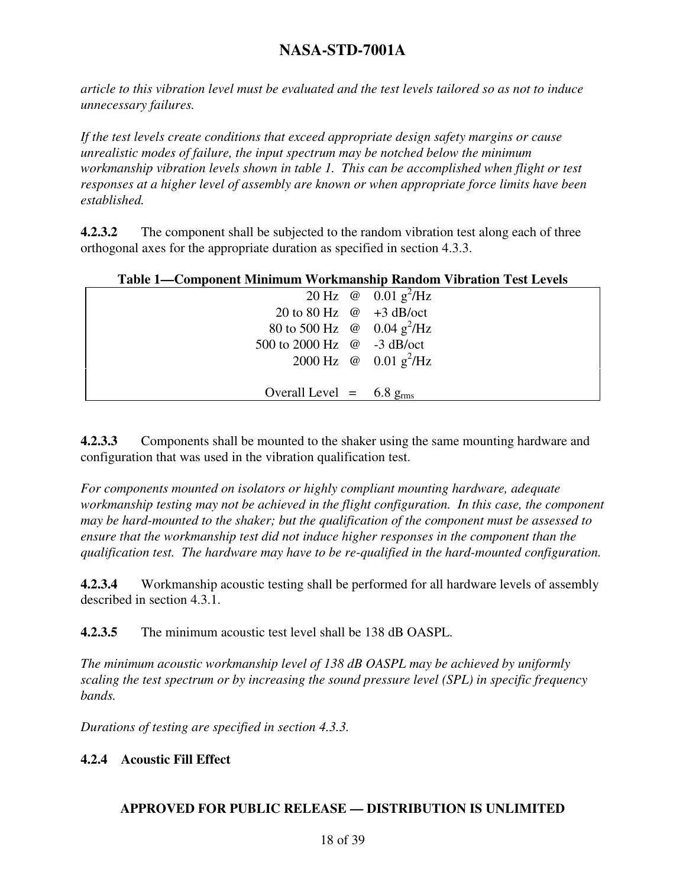*article to this vibration level must be evaluated and the test levels tailored so as not to induce unnecessary failures.*

*If the test levels create conditions that exceed appropriate design safety margins or cause unrealistic modes of failure, the input spectrum may be notched below the minimum workmanship vibration levels shown in table 1. This can be accomplished when flight or test responses at a higher level of assembly are known or when appropriate force limits have been established.*

**4.2.3.2** The component shall be subjected to the random vibration test along each of three orthogonal axes for the appropriate duration as specified in section 4.3.3.

**Table 1—Component Minimum Workmanship Random Vibration Test Levels**

| | | |
|---|---|---|
| 20 Hz | @ | 0.01 $g^2$/Hz |
| 20 to 80 Hz | @ | +3 dB/oct |
| 80 to 500 Hz | @ | 0.04 $g^2$/Hz |
| 500 to 2000 Hz | @ | -3 dB/oct |
| 2000 Hz | @ | 0.01 $g^2$/Hz |
| Overall Level | = | 6.8 $g_{rms}$ |

**4.2.3.3** Components shall be mounted to the shaker using the same mounting hardware and configuration that was used in the vibration qualification test.

*For components mounted on isolators or highly compliant mounting hardware, adequate workmanship testing may not be achieved in the flight configuration. In this case, the component may be hard-mounted to the shaker; but the qualification of the component must be assessed to ensure that the workmanship test did not induce higher responses in the component than the qualification test. The hardware may have to be re-qualified in the hard-mounted configuration.*

**4.2.3.4** Workmanship acoustic testing shall be performed for all hardware levels of assembly described in section 4.3.1.

**4.2.3.5** The minimum acoustic test level shall be 138 dB OASPL.

*The minimum acoustic workmanship level of 138 dB OASPL may be achieved by uniformly scaling the test spectrum or by increasing the sound pressure level (SPL) in specific frequency bands.*

*Durations of testing are specified in section 4.3.3.*

### 4.2.4 Acoustic Fill Effect

**APPROVED FOR PUBLIC RELEASE — DISTRIBUTION IS UNLIMITED**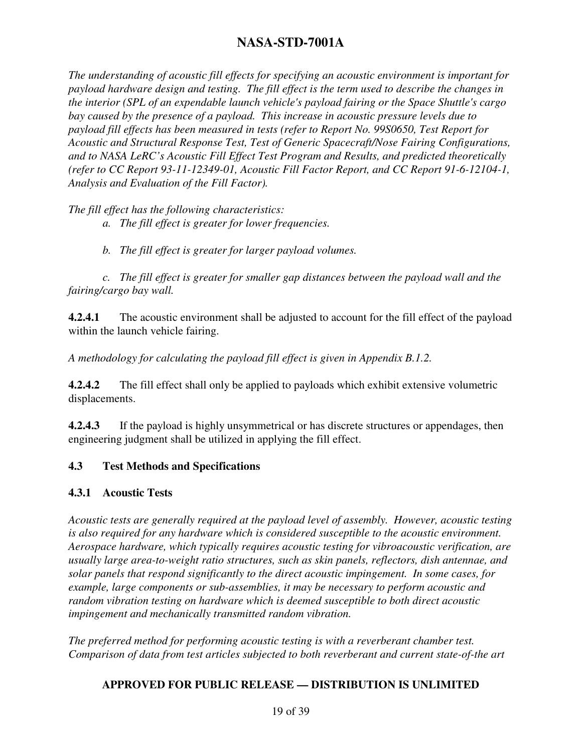*The understanding of acoustic fill effects for specifying an acoustic environment is important for payload hardware design and testing. The fill effect is the term used to describe the changes in the interior (SPL of an expendable launch vehicle's payload fairing or the Space Shuttle's cargo bay caused by the presence of a payload. This increase in acoustic pressure levels due to payload fill effects has been measured in tests (refer to Report No. 99S0650, Test Report for Acoustic and Structural Response Test, Test of Generic Spacecraft/Nose Fairing Configurations, and to NASA LeRC's Acoustic Fill Effect Test Program and Results, and predicted theoretically (refer to CC Report 93-11-12349-01, Acoustic Fill Factor Report, and CC Report 91-6-12104-1, Analysis and Evaluation of the Fill Factor).*

*The fill effect has the following characteristics:*

*a. The fill effect is greater for lower frequencies.*

*b. The fill effect is greater for larger payload volumes.*

*c. The fill effect is greater for smaller gap distances between the payload wall and the fairing/cargo bay wall.*

**4.2.4.1** The acoustic environment shall be adjusted to account for the fill effect of the payload within the launch vehicle fairing.

*A methodology for calculating the payload fill effect is given in Appendix B.1.2.*

**4.2.4.2** The fill effect shall only be applied to payloads which exhibit extensive volumetric displacements.

**4.2.4.3** If the payload is highly unsymmetrical or has discrete structures or appendages, then engineering judgment shall be utilized in applying the fill effect.

## 4.3 Test Methods and Specifications

### 4.3.1 Acoustic Tests

*Acoustic tests are generally required at the payload level of assembly. However, acoustic testing is also required for any hardware which is considered susceptible to the acoustic environment. Aerospace hardware, which typically requires acoustic testing for vibroacoustic verification, are usually large area-to-weight ratio structures, such as skin panels, reflectors, dish antennae, and solar panels that respond significantly to the direct acoustic impingement. In some cases, for example, large components or sub-assemblies, it may be necessary to perform acoustic and random vibration testing on hardware which is deemed susceptible to both direct acoustic impingement and mechanically transmitted random vibration.*

*The preferred method for performing acoustic testing is with a reverberant chamber test. Comparison of data from test articles subjected to both reverberant and current state-of-the art*

**APPROVED FOR PUBLIC RELEASE — DISTRIBUTION IS UNLIMITED**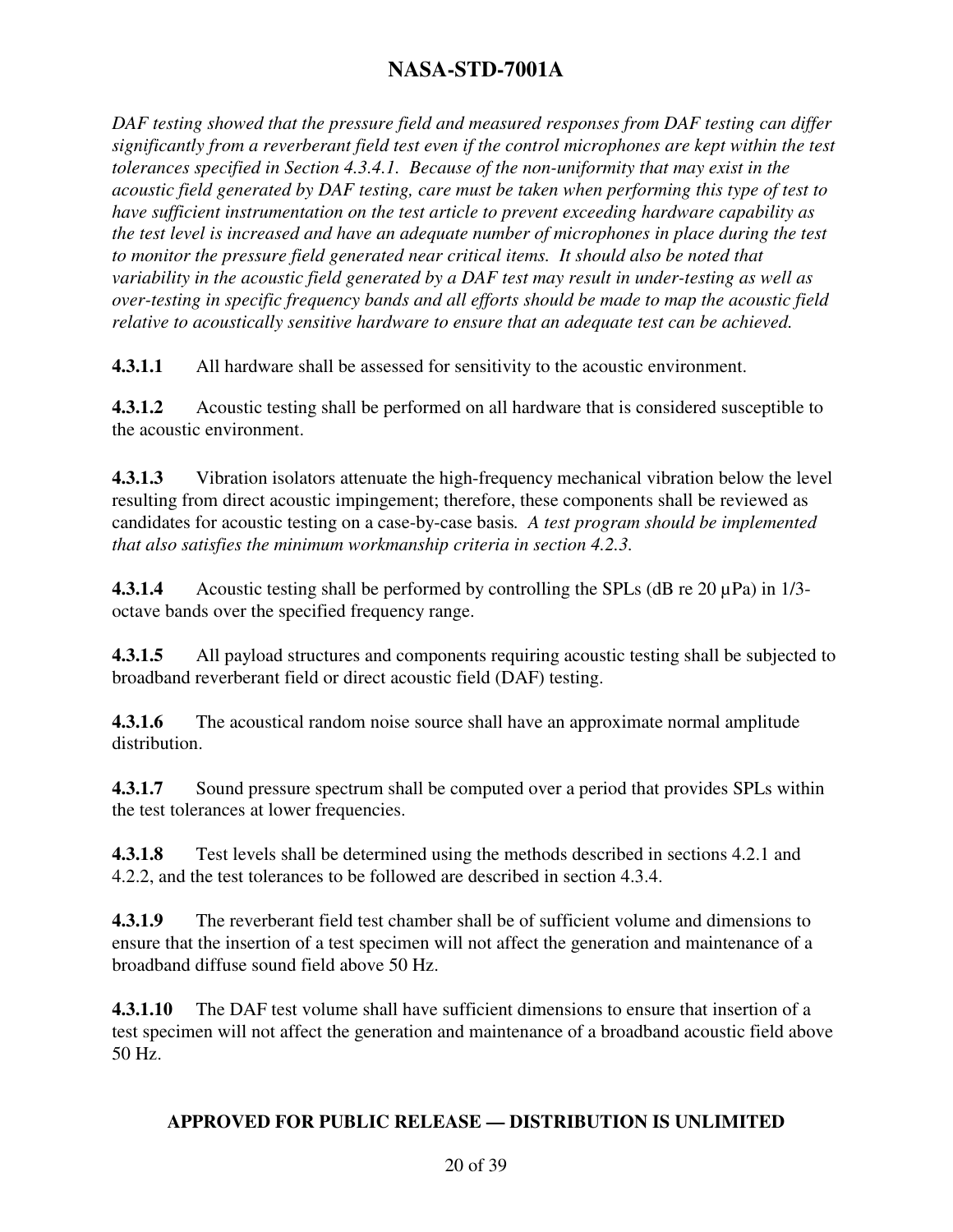*DAF testing showed that the pressure field and measured responses from DAF testing can differ significantly from a reverberant field test even if the control microphones are kept within the test tolerances specified in Section 4.3.4.1. Because of the non-uniformity that may exist in the acoustic field generated by DAF testing, care must be taken when performing this type of test to have sufficient instrumentation on the test article to prevent exceeding hardware capability as the test level is increased and have an adequate number of microphones in place during the test to monitor the pressure field generated near critical items. It should also be noted that variability in the acoustic field generated by a DAF test may result in under-testing as well as over-testing in specific frequency bands and all efforts should be made to map the acoustic field relative to acoustically sensitive hardware to ensure that an adequate test can be achieved.*

**4.3.1.1** All hardware shall be assessed for sensitivity to the acoustic environment.

**4.3.1.2** Acoustic testing shall be performed on all hardware that is considered susceptible to the acoustic environment.

**4.3.1.3** Vibration isolators attenuate the high-frequency mechanical vibration below the level resulting from direct acoustic impingement; therefore, these components shall be reviewed as candidates for acoustic testing on a case-by-case basis. *A test program should be implemented that also satisfies the minimum workmanship criteria in section 4.2.3.*

**4.3.1.4** Acoustic testing shall be performed by controlling the SPLs (dB re 20 µPa) in 1/3-octave bands over the specified frequency range.

**4.3.1.5** All payload structures and components requiring acoustic testing shall be subjected to broadband reverberant field or direct acoustic field (DAF) testing.

**4.3.1.6** The acoustical random noise source shall have an approximate normal amplitude distribution.

**4.3.1.7** Sound pressure spectrum shall be computed over a period that provides SPLs within the test tolerances at lower frequencies.

**4.3.1.8** Test levels shall be determined using the methods described in sections 4.2.1 and 4.2.2, and the test tolerances to be followed are described in section 4.3.4.

**4.3.1.9** The reverberant field test chamber shall be of sufficient volume and dimensions to ensure that the insertion of a test specimen will not affect the generation and maintenance of a broadband diffuse sound field above 50 Hz.

**4.3.1.10** The DAF test volume shall have sufficient dimensions to ensure that insertion of a test specimen will not affect the generation and maintenance of a broadband acoustic field above 50 Hz.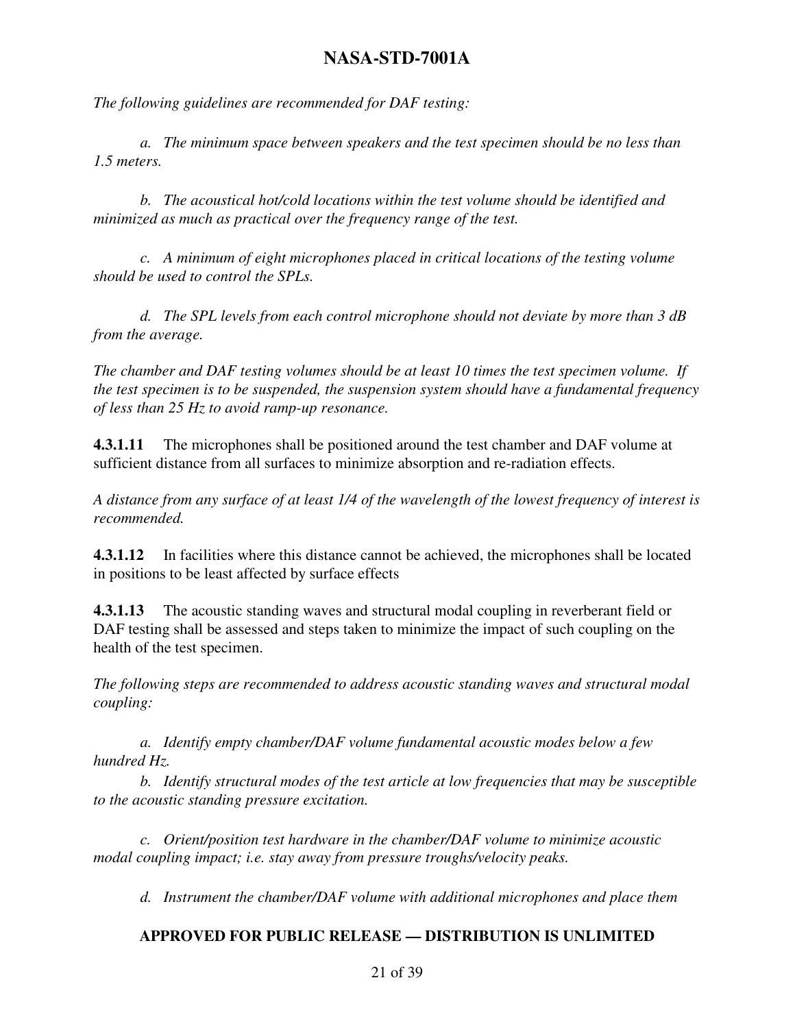*The following guidelines are recommended for DAF testing:*

*a. The minimum space between speakers and the test specimen should be no less than 1.5 meters.*

*b. The acoustical hot/cold locations within the test volume should be identified and minimized as much as practical over the frequency range of the test.*

*c. A minimum of eight microphones placed in critical locations of the testing volume should be used to control the SPLs.*

*d. The SPL levels from each control microphone should not deviate by more than 3 dB from the average.*

*The chamber and DAF testing volumes should be at least 10 times the test specimen volume. If the test specimen is to be suspended, the suspension system should have a fundamental frequency of less than 25 Hz to avoid ramp-up resonance.*

**4.3.1.11** The microphones shall be positioned around the test chamber and DAF volume at sufficient distance from all surfaces to minimize absorption and re-radiation effects.

*A distance from any surface of at least 1/4 of the wavelength of the lowest frequency of interest is recommended.*

**4.3.1.12** In facilities where this distance cannot be achieved, the microphones shall be located in positions to be least affected by surface effects

**4.3.1.13** The acoustic standing waves and structural modal coupling in reverberant field or DAF testing shall be assessed and steps taken to minimize the impact of such coupling on the health of the test specimen.

*The following steps are recommended to address acoustic standing waves and structural modal coupling:*

*a. Identify empty chamber/DAF volume fundamental acoustic modes below a few hundred Hz.*

*b. Identify structural modes of the test article at low frequencies that may be susceptible to the acoustic standing pressure excitation.*

*c. Orient/position test hardware in the chamber/DAF volume to minimize acoustic modal coupling impact; i.e. stay away from pressure troughs/velocity peaks.*

*d. Instrument the chamber/DAF volume with additional microphones and place them*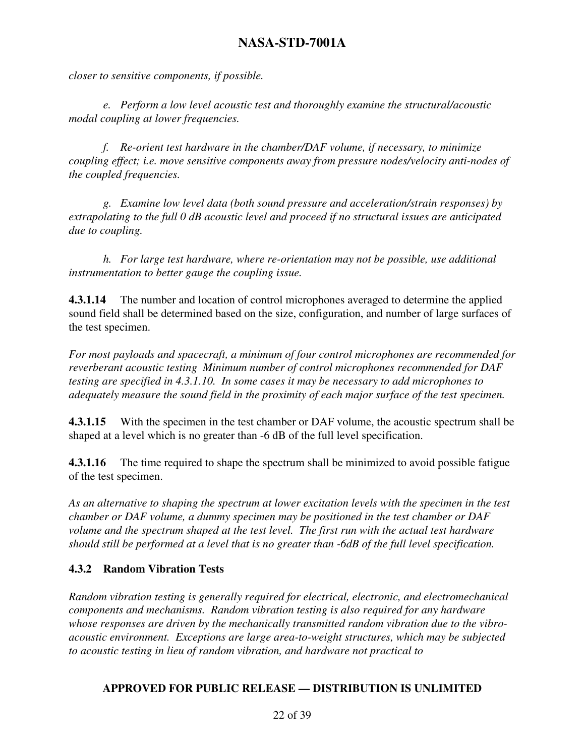*closer to sensitive components, if possible.*

*e. Perform a low level acoustic test and thoroughly examine the structural/acoustic modal coupling at lower frequencies.*

*f. Re-orient test hardware in the chamber/DAF volume, if necessary, to minimize coupling effect; i.e. move sensitive components away from pressure nodes/velocity anti-nodes of the coupled frequencies.*

*g. Examine low level data (both sound pressure and acceleration/strain responses) by extrapolating to the full 0 dB acoustic level and proceed if no structural issues are anticipated due to coupling.*

*h. For large test hardware, where re-orientation may not be possible, use additional instrumentation to better gauge the coupling issue.*

**4.3.1.14** The number and location of control microphones averaged to determine the applied sound field shall be determined based on the size, configuration, and number of large surfaces of the test specimen.

*For most payloads and spacecraft, a minimum of four control microphones are recommended for reverberant acoustic testing Minimum number of control microphones recommended for DAF testing are specified in 4.3.1.10. In some cases it may be necessary to add microphones to adequately measure the sound field in the proximity of each major surface of the test specimen.*

**4.3.1.15** With the specimen in the test chamber or DAF volume, the acoustic spectrum shall be shaped at a level which is no greater than -6 dB of the full level specification.

**4.3.1.16** The time required to shape the spectrum shall be minimized to avoid possible fatigue of the test specimen.

*As an alternative to shaping the spectrum at lower excitation levels with the specimen in the test chamber or DAF volume, a dummy specimen may be positioned in the test chamber or DAF volume and the spectrum shaped at the test level. The first run with the actual test hardware should still be performed at a level that is no greater than -6dB of the full level specification.*

### 4.3.2 Random Vibration Tests

*Random vibration testing is generally required for electrical, electronic, and electromechanical components and mechanisms. Random vibration testing is also required for any hardware whose responses are driven by the mechanically transmitted random vibration due to the vibro-acoustic environment. Exceptions are large area-to-weight structures, which may be subjected to acoustic testing in lieu of random vibration, and hardware not practical to*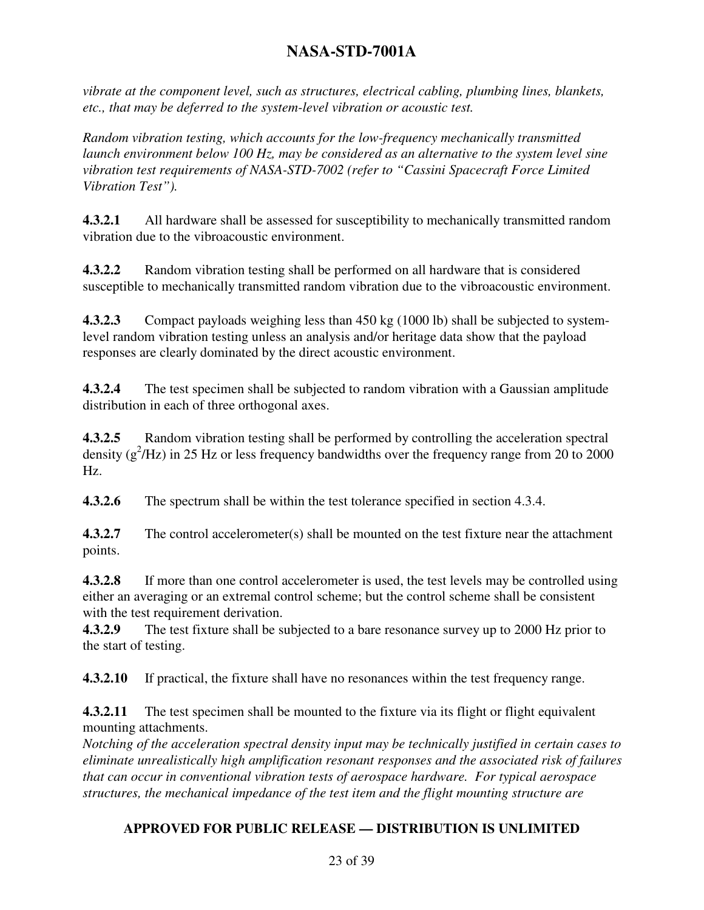*vibrate at the component level, such as structures, electrical cabling, plumbing lines, blankets, etc., that may be deferred to the system-level vibration or acoustic test.*

*Random vibration testing, which accounts for the low-frequency mechanically transmitted launch environment below 100 Hz, may be considered as an alternative to the system level sine vibration test requirements of NASA-STD-7002 (refer to "Cassini Spacecraft Force Limited Vibration Test").*

**4.3.2.1** All hardware shall be assessed for susceptibility to mechanically transmitted random vibration due to the vibroacoustic environment.

**4.3.2.2** Random vibration testing shall be performed on all hardware that is considered susceptible to mechanically transmitted random vibration due to the vibroacoustic environment.

**4.3.2.3** Compact payloads weighing less than 450 kg (1000 lb) shall be subjected to system-level random vibration testing unless an analysis and/or heritage data show that the payload responses are clearly dominated by the direct acoustic environment.

**4.3.2.4** The test specimen shall be subjected to random vibration with a Gaussian amplitude distribution in each of three orthogonal axes.

**4.3.2.5** Random vibration testing shall be performed by controlling the acceleration spectral density ($g^2$/Hz) in 25 Hz or less frequency bandwidths over the frequency range from 20 to 2000 Hz.

**4.3.2.6** The spectrum shall be within the test tolerance specified in section 4.3.4.

**4.3.2.7** The control accelerometer(s) shall be mounted on the test fixture near the attachment points.

**4.3.2.8** If more than one control accelerometer is used, the test levels may be controlled using either an averaging or an extremal control scheme; but the control scheme shall be consistent with the test requirement derivation.

**4.3.2.9** The test fixture shall be subjected to a bare resonance survey up to 2000 Hz prior to the start of testing.

**4.3.2.10** If practical, the fixture shall have no resonances within the test frequency range.

**4.3.2.11** The test specimen shall be mounted to the fixture via its flight or flight equivalent mounting attachments.

*Notching of the acceleration spectral density input may be technically justified in certain cases to eliminate unrealistically high amplification resonant responses and the associated risk of failures that can occur in conventional vibration tests of aerospace hardware. For typical aerospace structures, the mechanical impedance of the test item and the flight mounting structure are*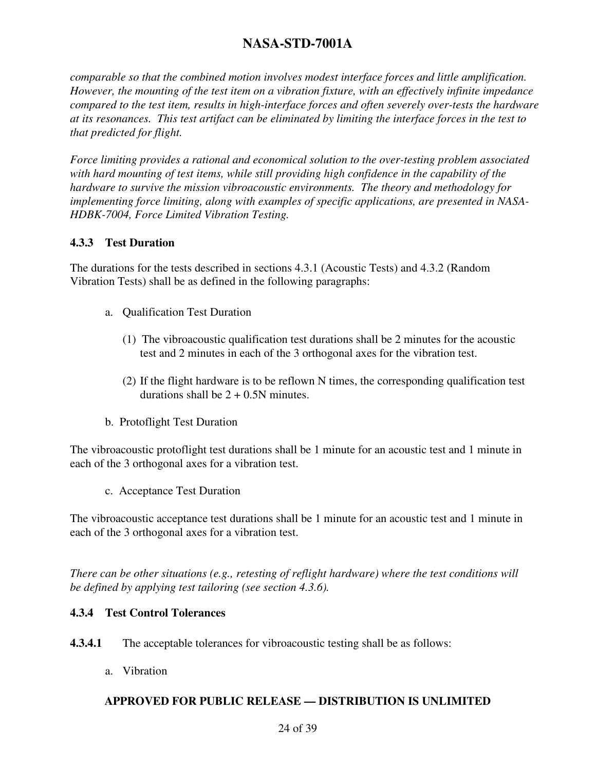*comparable so that the combined motion involves modest interface forces and little amplification. However, the mounting of the test item on a vibration fixture, with an effectively infinite impedance compared to the test item, results in high-interface forces and often severely over-tests the hardware at its resonances. This test artifact can be eliminated by limiting the interface forces in the test to that predicted for flight.*

*Force limiting provides a rational and economical solution to the over-testing problem associated with hard mounting of test items, while still providing high confidence in the capability of the hardware to survive the mission vibroacoustic environments. The theory and methodology for implementing force limiting, along with examples of specific applications, are presented in NASA-HDBK-7004, Force Limited Vibration Testing.*

### 4.3.3 Test Duration

The durations for the tests described in sections 4.3.1 (Acoustic Tests) and 4.3.2 (Random Vibration Tests) shall be as defined in the following paragraphs:

a. Qualification Test Duration

(1) The vibroacoustic qualification test durations shall be 2 minutes for the acoustic test and 2 minutes in each of the 3 orthogonal axes for the vibration test.

(2) If the flight hardware is to be reflown N times, the corresponding qualification test durations shall be $2 + 0.5N$ minutes.

b. Protoflight Test Duration

The vibroacoustic protoflight test durations shall be 1 minute for an acoustic test and 1 minute in each of the 3 orthogonal axes for a vibration test.

c. Acceptance Test Duration

The vibroacoustic acceptance test durations shall be 1 minute for an acoustic test and 1 minute in each of the 3 orthogonal axes for a vibration test.

*There can be other situations (e.g., retesting of reflight hardware) where the test conditions will be defined by applying test tailoring (see section 4.3.6).*

### 4.3.4 Test Control Tolerances

**4.3.4.1** The acceptable tolerances for vibroacoustic testing shall be as follows:

a. Vibration

**APPROVED FOR PUBLIC RELEASE — DISTRIBUTION IS UNLIMITED**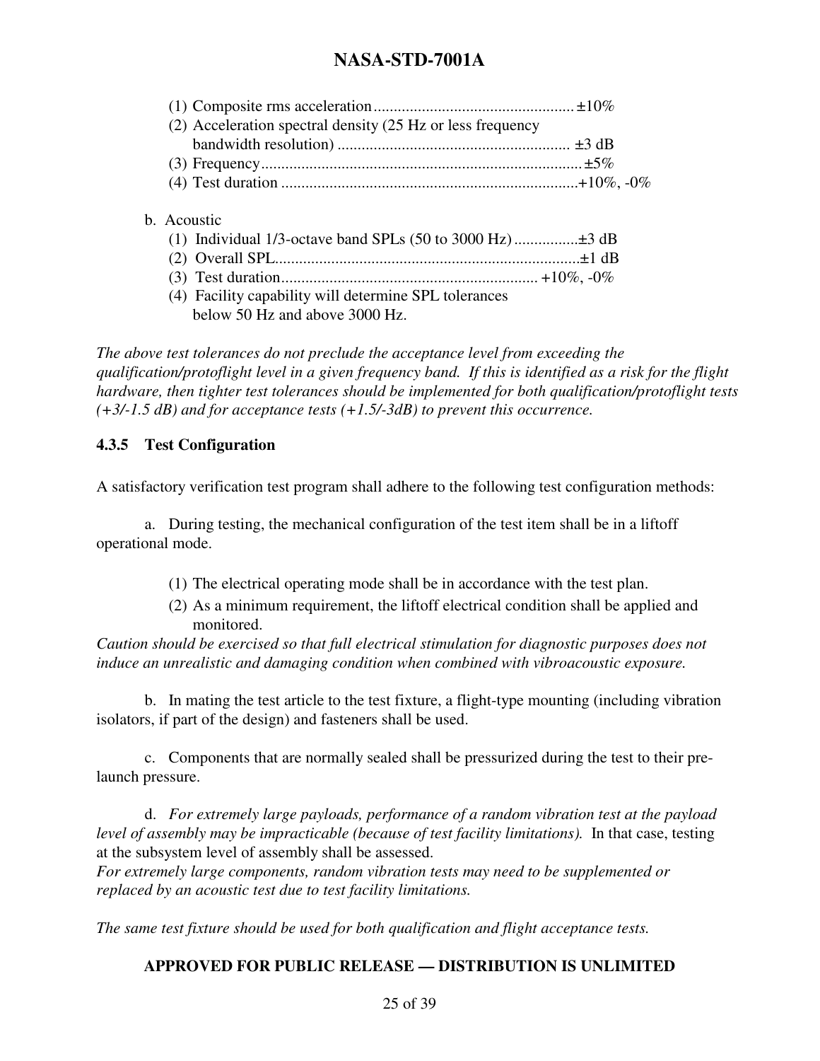(1) Composite rms acceleration .................................................. ±10%

(2) Acceleration spectral density (25 Hz or less frequency bandwidth resolution) ......................................................... ±3 dB

(3) Frequency ................................................................................ ±5%

(4) Test duration .......................................................................... +10%, -0%

b. Acoustic

(1) Individual 1/3-octave band SPLs (50 to 3000 Hz) ................ ±3 dB

(2) Overall SPL............................................................................ ±1 dB

(3) Test duration................................................................ +10%, -0%

(4) Facility capability will determine SPL tolerances below 50 Hz and above 3000 Hz.

*The above test tolerances do not preclude the acceptance level from exceeding the qualification/protoflight level in a given frequency band. If this is identified as a risk for the flight hardware, then tighter test tolerances should be implemented for both qualification/protoflight tests (+3/-1.5 dB) and for acceptance tests (+1.5/-3dB) to prevent this occurrence.*

### 4.3.5 Test Configuration

A satisfactory verification test program shall adhere to the following test configuration methods:

a. During testing, the mechanical configuration of the test item shall be in a liftoff operational mode.

(1) The electrical operating mode shall be in accordance with the test plan.

(2) As a minimum requirement, the liftoff electrical condition shall be applied and monitored.

*Caution should be exercised so that full electrical stimulation for diagnostic purposes does not induce an unrealistic and damaging condition when combined with vibroacoustic exposure.*

b. In mating the test article to the test fixture, a flight-type mounting (including vibration isolators, if part of the design) and fasteners shall be used.

c. Components that are normally sealed shall be pressurized during the test to their pre-launch pressure.

d. *For extremely large payloads, performance of a random vibration test at the payload level of assembly may be impracticable (because of test facility limitations).* In that case, testing at the subsystem level of assembly shall be assessed.

*For extremely large components, random vibration tests may need to be supplemented or replaced by an acoustic test due to test facility limitations.*

*The same test fixture should be used for both qualification and flight acceptance tests.*

**APPROVED FOR PUBLIC RELEASE — DISTRIBUTION IS UNLIMITED**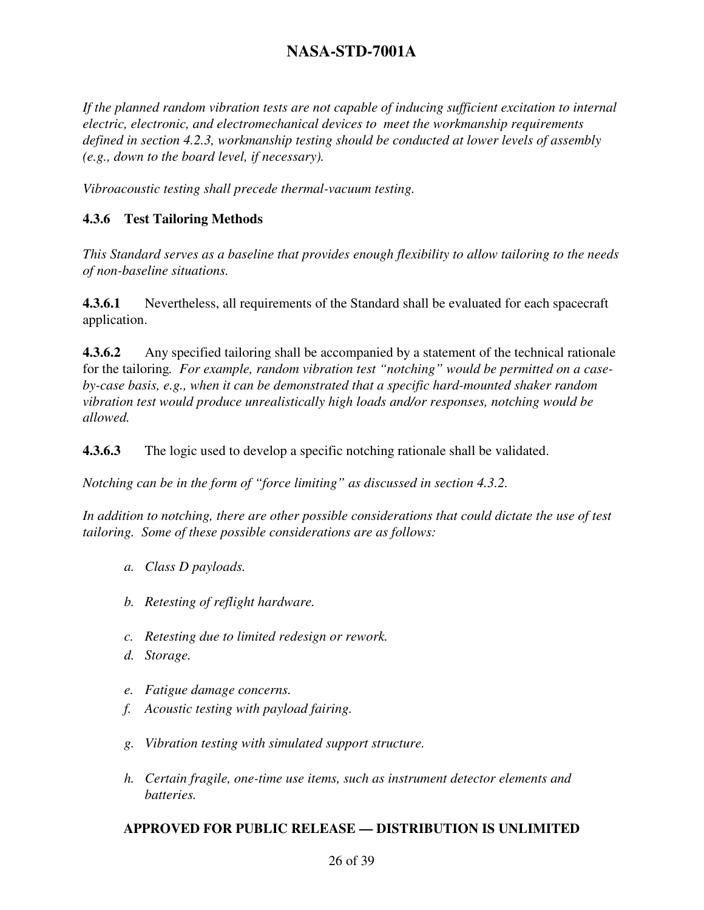*If the planned random vibration tests are not capable of inducing sufficient excitation to internal electric, electronic, and electromechanical devices to meet the workmanship requirements defined in section 4.2.3, workmanship testing should be conducted at lower levels of assembly (e.g., down to the board level, if necessary).*

*Vibroacoustic testing shall precede thermal-vacuum testing.*

### 4.3.6 Test Tailoring Methods

*This Standard serves as a baseline that provides enough flexibility to allow tailoring to the needs of non-baseline situations.*

**4.3.6.1** Nevertheless, all requirements of the Standard shall be evaluated for each spacecraft application.

**4.3.6.2** Any specified tailoring shall be accompanied by a statement of the technical rationale for the tailoring. *For example, random vibration test "notching" would be permitted on a case-by-case basis, e.g., when it can be demonstrated that a specific hard-mounted shaker random vibration test would produce unrealistically high loads and/or responses, notching would be allowed.*

**4.3.6.3** The logic used to develop a specific notching rationale shall be validated.

*Notching can be in the form of "force limiting" as discussed in section 4.3.2.*

*In addition to notching, there are other possible considerations that could dictate the use of test tailoring. Some of these possible considerations are as follows:*

*a. Class D payloads.*

*b. Retesting of reflight hardware.*

*c. Retesting due to limited redesign or rework.*

*d. Storage.*

*e. Fatigue damage concerns.*

*f. Acoustic testing with payload fairing.*

*g. Vibration testing with simulated support structure.*

*h. Certain fragile, one-time use items, such as instrument detector elements and batteries.*

**APPROVED FOR PUBLIC RELEASE — DISTRIBUTION IS UNLIMITED**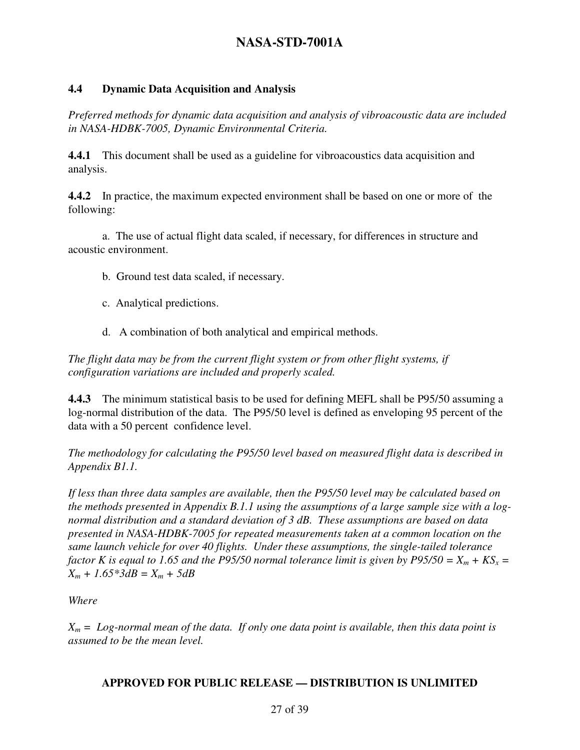### 4.4 Dynamic Data Acquisition and Analysis

*Preferred methods for dynamic data acquisition and analysis of vibroacoustic data are included in NASA-HDBK-7005, Dynamic Environmental Criteria.*

**4.4.1** This document shall be used as a guideline for vibroacoustics data acquisition and analysis.

**4.4.2** In practice, the maximum expected environment shall be based on one or more of the following:

a. The use of actual flight data scaled, if necessary, for differences in structure and acoustic environment.

b. Ground test data scaled, if necessary.

c. Analytical predictions.

d. A combination of both analytical and empirical methods.

*The flight data may be from the current flight system or from other flight systems, if configuration variations are included and properly scaled.*

**4.4.3** The minimum statistical basis to be used for defining MEFL shall be P95/50 assuming a log-normal distribution of the data. The P95/50 level is defined as enveloping 95 percent of the data with a 50 percent confidence level.

*The methodology for calculating the P95/50 level based on measured flight data is described in Appendix B1.1.*

*If less than three data samples are available, then the P95/50 level may be calculated based on the methods presented in Appendix B.1.1 using the assumptions of a large sample size with a log-normal distribution and a standard deviation of 3 dB. These assumptions are based on data presented in NASA-HDBK-7005 for repeated measurements taken at a common location on the same launch vehicle for over 40 flights. Under these assumptions, the single-tailed tolerance factor K is equal to 1.65 and the P95/50 normal tolerance limit is given by* $P95/50 = X_m + KS_x = X_m + 1.65*3dB = X_m + 5dB$

*Where*

$X_m$ = *Log-normal mean of the data. If only one data point is available, then this data point is assumed to be the mean level.*

**APPROVED FOR PUBLIC RELEASE — DISTRIBUTION IS UNLIMITED**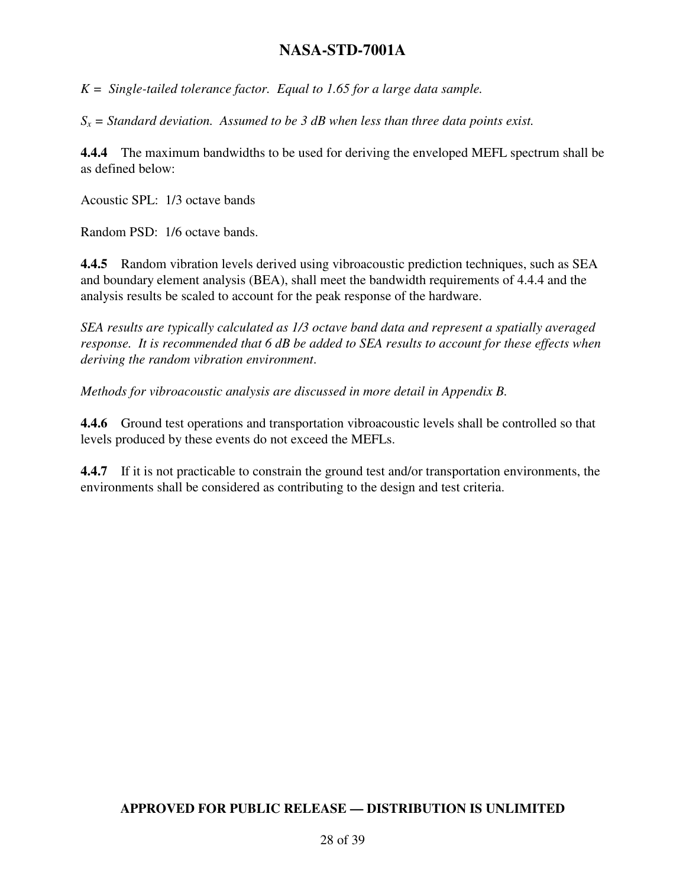*K = Single-tailed tolerance factor. Equal to 1.65 for a large data sample.*

*$S_x$ = Standard deviation. Assumed to be 3 dB when less than three data points exist.*

**4.4.4** The maximum bandwidths to be used for deriving the enveloped MEFL spectrum shall be as defined below:

Acoustic SPL: 1/3 octave bands

Random PSD: 1/6 octave bands.

**4.4.5** Random vibration levels derived using vibroacoustic prediction techniques, such as SEA and boundary element analysis (BEA), shall meet the bandwidth requirements of 4.4.4 and the analysis results be scaled to account for the peak response of the hardware.

*SEA results are typically calculated as 1/3 octave band data and represent a spatially averaged response. It is recommended that 6 dB be added to SEA results to account for these effects when deriving the random vibration environment.*

*Methods for vibroacoustic analysis are discussed in more detail in Appendix B.*

**4.4.6** Ground test operations and transportation vibroacoustic levels shall be controlled so that levels produced by these events do not exceed the MEFLs.

**4.4.7** If it is not practicable to constrain the ground test and/or transportation environments, the environments shall be considered as contributing to the design and test criteria.

**APPROVED FOR PUBLIC RELEASE — DISTRIBUTION IS UNLIMITED**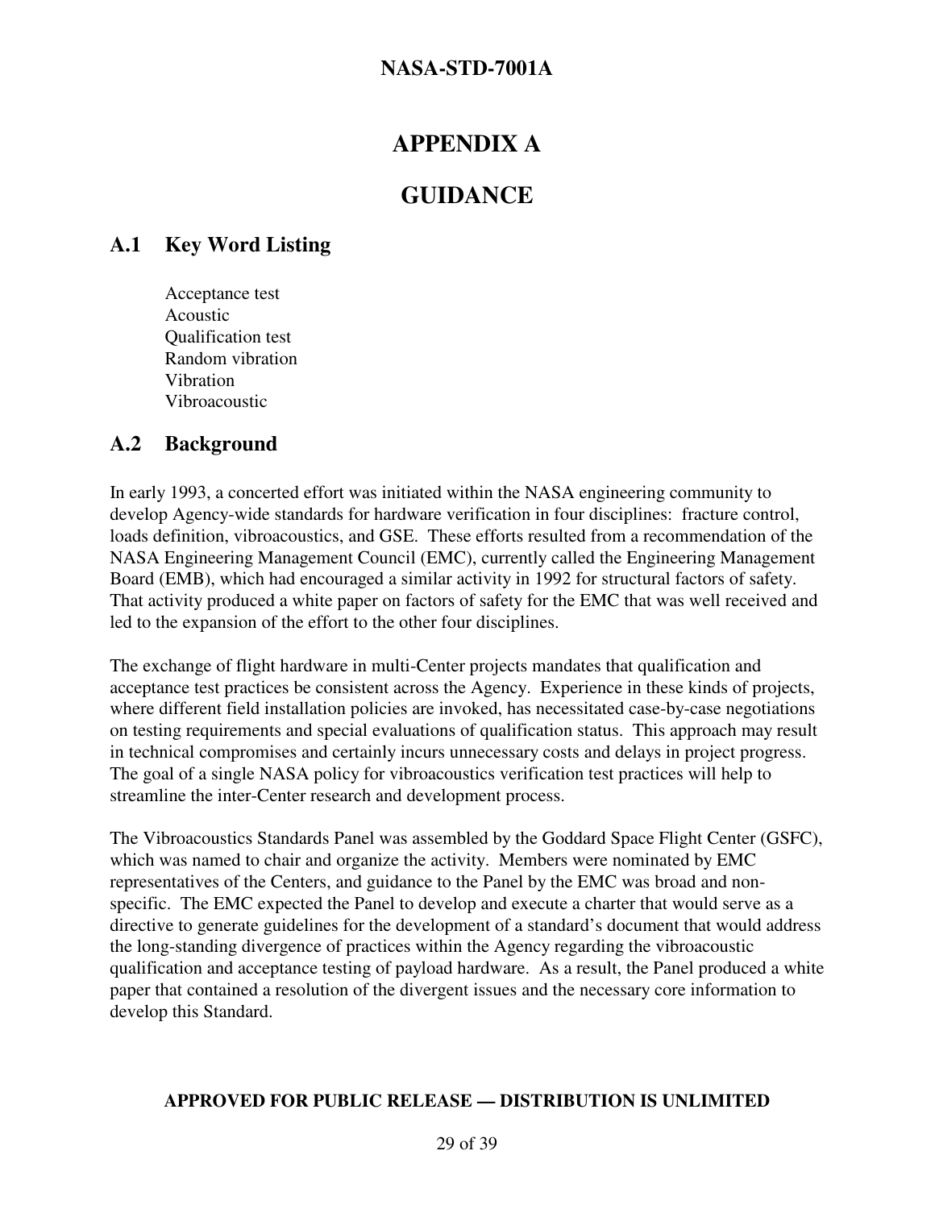# APPENDIX A

# GUIDANCE

## A.1 Key Word Listing

Acceptance test
Acoustic
Qualification test
Random vibration
Vibration
Vibroacoustic

## A.2 Background

In early 1993, a concerted effort was initiated within the NASA engineering community to develop Agency-wide standards for hardware verification in four disciplines: fracture control, loads definition, vibroacoustics, and GSE. These efforts resulted from a recommendation of the NASA Engineering Management Council (EMC), currently called the Engineering Management Board (EMB), which had encouraged a similar activity in 1992 for structural factors of safety. That activity produced a white paper on factors of safety for the EMC that was well received and led to the expansion of the effort to the other four disciplines.

The exchange of flight hardware in multi-Center projects mandates that qualification and acceptance test practices be consistent across the Agency. Experience in these kinds of projects, where different field installation policies are invoked, has necessitated case-by-case negotiations on testing requirements and special evaluations of qualification status. This approach may result in technical compromises and certainly incurs unnecessary costs and delays in project progress. The goal of a single NASA policy for vibroacoustics verification test practices will help to streamline the inter-Center research and development process.

The Vibroacoustics Standards Panel was assembled by the Goddard Space Flight Center (GSFC), which was named to chair and organize the activity. Members were nominated by EMC representatives of the Centers, and guidance to the Panel by the EMC was broad and non-specific. The EMC expected the Panel to develop and execute a charter that would serve as a directive to generate guidelines for the development of a standard's document that would address the long-standing divergence of practices within the Agency regarding the vibroacoustic qualification and acceptance testing of payload hardware. As a result, the Panel produced a white paper that contained a resolution of the divergent issues and the necessary core information to develop this Standard.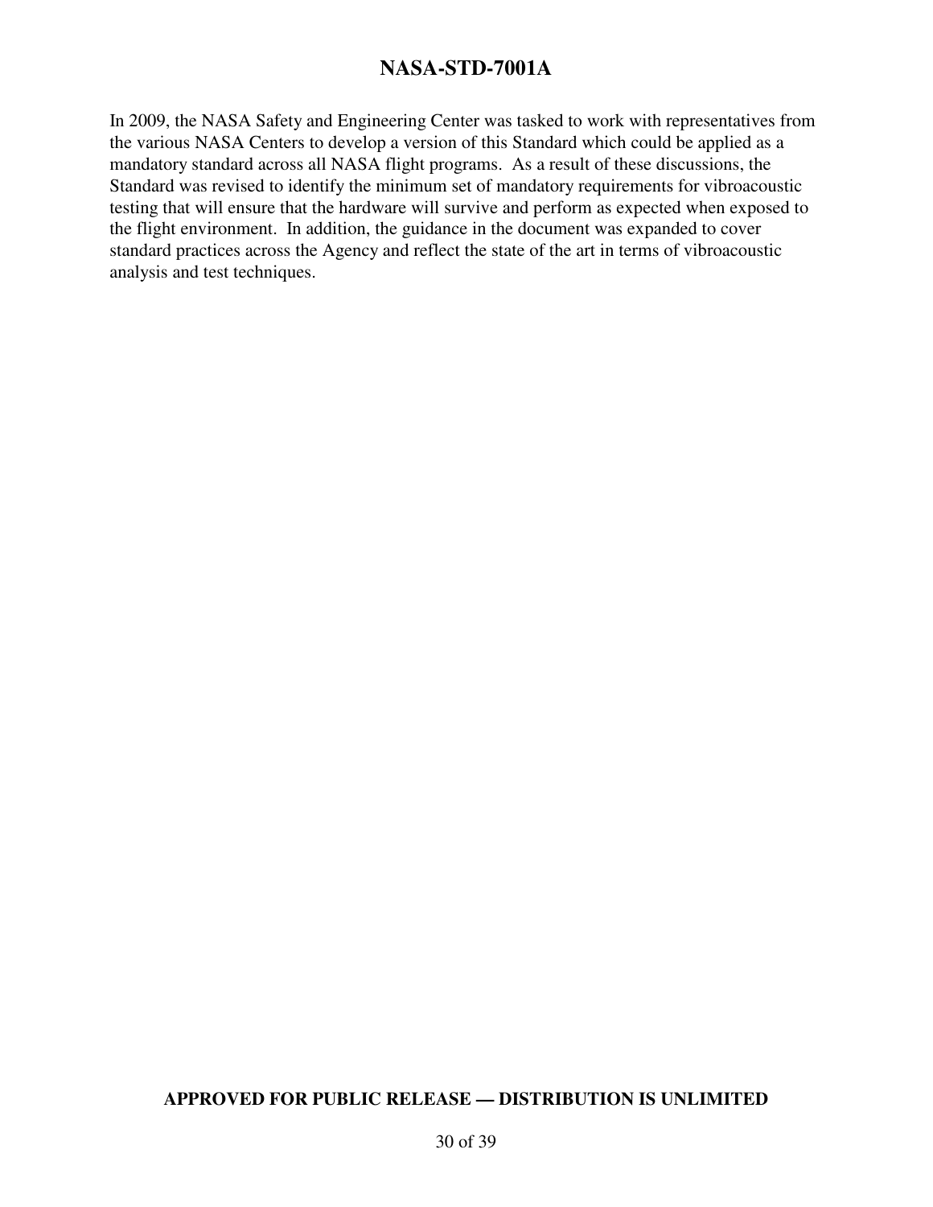In 2009, the NASA Safety and Engineering Center was tasked to work with representatives from the various NASA Centers to develop a version of this Standard which could be applied as a mandatory standard across all NASA flight programs. As a result of these discussions, the Standard was revised to identify the minimum set of mandatory requirements for vibroacoustic testing that will ensure that the hardware will survive and perform as expected when exposed to the flight environment. In addition, the guidance in the document was expanded to cover standard practices across the Agency and reflect the state of the art in terms of vibroacoustic analysis and test techniques.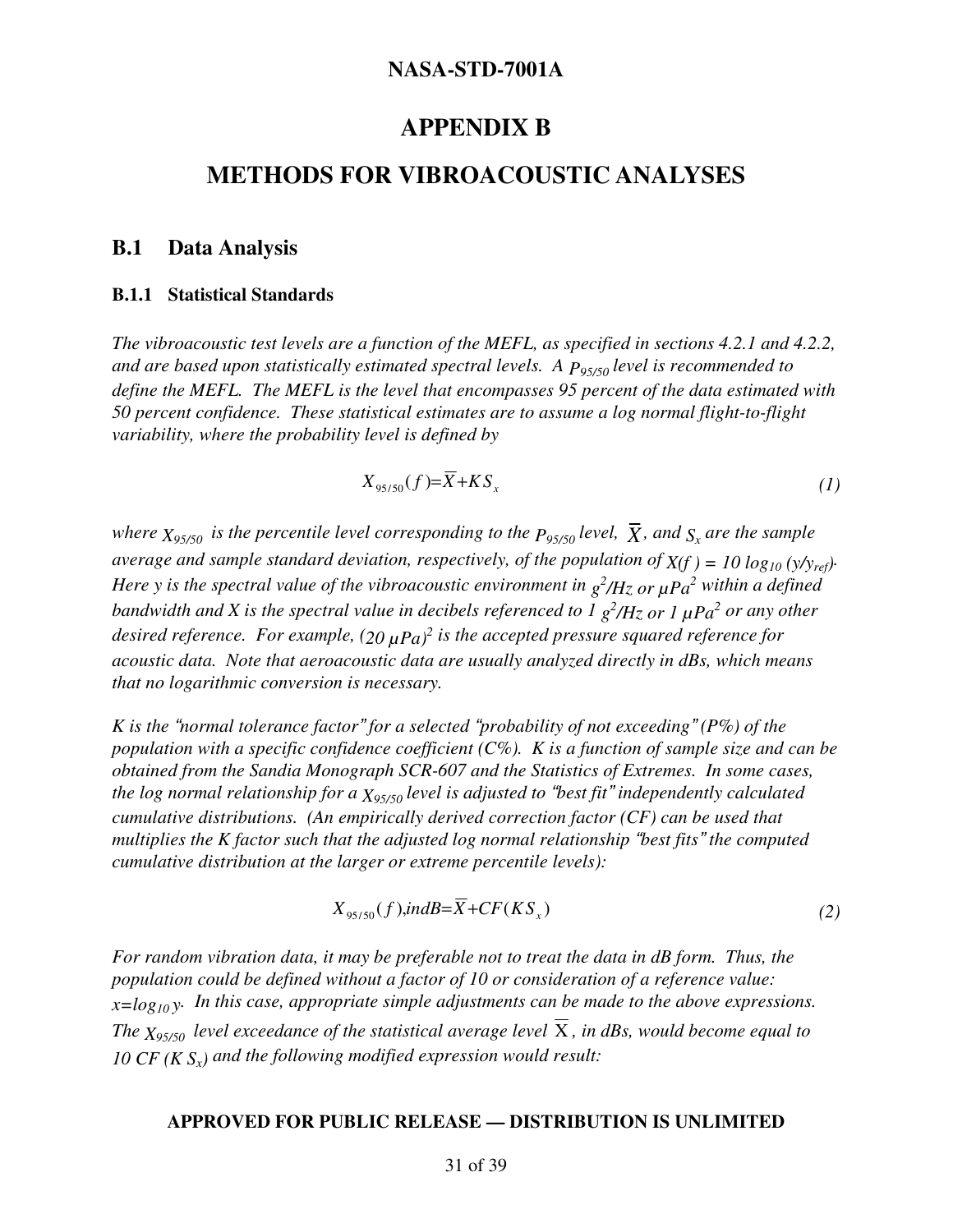// APPENDIX B

# METHODS FOR VIBROACOUSTIC ANALYSES

## B.1 Data Analysis

### B.1.1 Statistical Standards

*The vibroacoustic test levels are a function of the MEFL, as specified in sections 4.2.1 and 4.2.2, and are based upon statistically estimated spectral levels. A $P_{95/50}$ level is recommended to define the MEFL. The MEFL is the level that encompasses 95 percent of the data estimated with 50 percent confidence. These statistical estimates are to assume a log normal flight-to-flight variability, where the probability level is defined by*

$$X_{95/50}(f) = \overline{X} + K S_x \tag{1}$$

*where $X_{95/50}$ is the percentile level corresponding to the $P_{95/50}$ level, $\overline{X}$, and $S_x$ are the sample average and sample standard deviation, respectively, of the population of $X(f) = 10 \log_{10}(y/y_{ref})$. Here y is the spectral value of the vibroacoustic environment in $g^2/Hz$ or $\mu Pa^2$ within a defined bandwidth and X is the spectral value in decibels referenced to 1 $g^2/Hz$ or 1 $\mu Pa^2$ or any other desired reference. For example, $(20\ \mu Pa)^2$ is the accepted pressure squared reference for acoustic data. Note that aeroacoustic data are usually analyzed directly in dBs, which means that no logarithmic conversion is necessary.*

*K is the "normal tolerance factor" for a selected "probability of not exceeding" (P%) of the population with a specific confidence coefficient (C%). K is a function of sample size and can be obtained from the Sandia Monograph SCR-607 and the Statistics of Extremes. In some cases, the log normal relationship for a $X_{95/50}$ level is adjusted to "best fit" independently calculated cumulative distributions. (An empirically derived correction factor (CF) can be used that multiplies the K factor such that the adjusted log normal relationship "best fits" the computed cumulative distribution at the larger or extreme percentile levels):*

$$X_{95/50}(f), in dB = \overline{X} + CF(K S_x) \tag{2}$$

*For random vibration data, it may be preferable not to treat the data in dB form. Thus, the population could be defined without a factor of 10 or consideration of a reference value: $x = \log_{10} y$. In this case, appropriate simple adjustments can be made to the above expressions. The $X_{95/50}$ level exceedance of the statistical average level $\overline{X}$, in dBs, would become equal to $10\ CF\ (K\ S_x)$ and the following modified expression would result:*

**APPROVED FOR PUBLIC RELEASE — DISTRIBUTION IS UNLIMITED**

# APPENDIX B

# METHODS FOR VIBROACOUSTIC ANALYSES

## B.1 Data Analysis

### B.1.1 Statistical Standards

*The vibroacoustic test levels are a function of the MEFL, as specified in sections 4.2.1 and 4.2.2, and are based upon statistically estimated spectral levels. A $P_{95/50}$ level is recommended to define the MEFL. The MEFL is the level that encompasses 95 percent of the data estimated with 50 percent confidence. These statistical estimates are to assume a log normal flight-to-flight variability, where the probability level is defined by*

$$X_{95/50}(f) = \overline{X} + K S_x \tag{1}$$

*where $X_{95/50}$ is the percentile level corresponding to the $P_{95/50}$ level, $\overline{X}$, and $S_x$ are the sample average and sample standard deviation, respectively, of the population of $X(f) = 10 \log_{10}(y/y_{ref})$. Here y is the spectral value of the vibroacoustic environment in $g^2/Hz$ or $\mu Pa^2$ within a defined bandwidth and X is the spectral value in decibels referenced to 1 $g^2/Hz$ or 1 $\mu Pa^2$ or any other desired reference. For example, $(20\ \mu Pa)^2$ is the accepted pressure squared reference for acoustic data. Note that aeroacoustic data are usually analyzed directly in dBs, which means that no logarithmic conversion is necessary.*

*K is the "normal tolerance factor" for a selected "probability of not exceeding" (P%) of the population with a specific confidence coefficient (C%). K is a function of sample size and can be obtained from the Sandia Monograph SCR-607 and the Statistics of Extremes. In some cases, the log normal relationship for a $X_{95/50}$ level is adjusted to "best fit" independently calculated cumulative distributions. (An empirically derived correction factor (CF) can be used that multiplies the K factor such that the adjusted log normal relationship "best fits" the computed cumulative distribution at the larger or extreme percentile levels):*

$$X_{95/50}(f), in dB = \overline{X} + CF(K S_x) \tag{2}$$

*For random vibration data, it may be preferable not to treat the data in dB form. Thus, the population could be defined without a factor of 10 or consideration of a reference value: $x = \log_{10} y$. In this case, appropriate simple adjustments can be made to the above expressions. The $X_{95/50}$ level exceedance of the statistical average level $\overline{X}$, in dBs, would become equal to $10\ CF\ (K\ S_x)$ and the following modified expression would result:*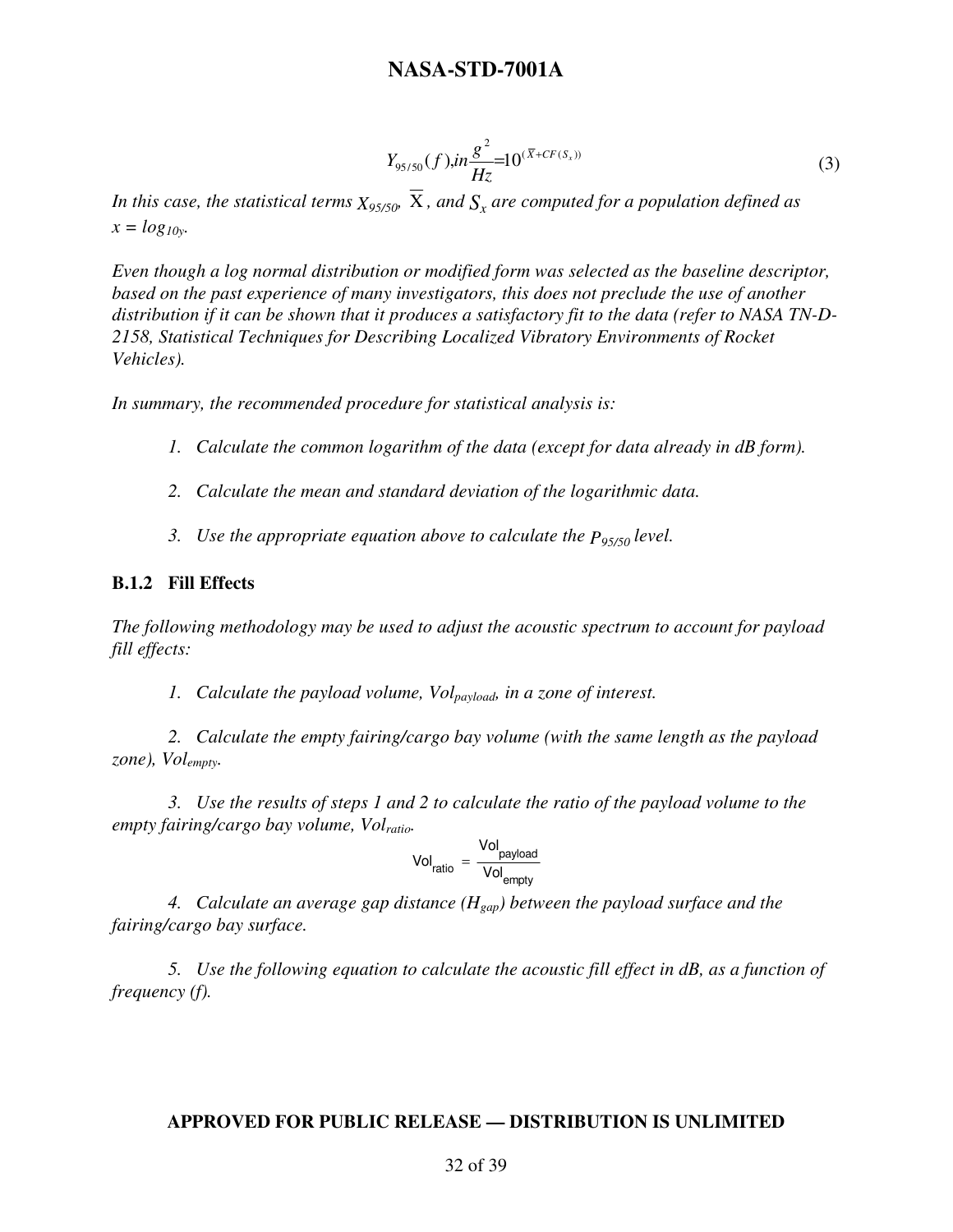$$Y_{95/50}(f), in \frac{g^2}{Hz} = 10^{(\overline{X}+CF(S_x))} \tag{3}$$

*In this case, the statistical terms $X_{95/50}$, $\overline{X}$, and $S_x$ are computed for a population defined as $x = log_{10y}$.*

*Even though a log normal distribution or modified form was selected as the baseline descriptor, based on the past experience of many investigators, this does not preclude the use of another distribution if it can be shown that it produces a satisfactory fit to the data (refer to NASA TN-D-2158, Statistical Techniques for Describing Localized Vibratory Environments of Rocket Vehicles).*

*In summary, the recommended procedure for statistical analysis is:*

1. *Calculate the common logarithm of the data (except for data already in dB form).*

2. *Calculate the mean and standard deviation of the logarithmic data.*

3. *Use the appropriate equation above to calculate the $P_{95/50}$ level.*

### B.1.2 Fill Effects

*The following methodology may be used to adjust the acoustic spectrum to account for payload fill effects:*

1. *Calculate the payload volume, $Vol_{payload}$, in a zone of interest.*

2. *Calculate the empty fairing/cargo bay volume (with the same length as the payload zone), $Vol_{empty}$.*

3. *Use the results of steps 1 and 2 to calculate the ratio of the payload volume to the empty fairing/cargo bay volume, $Vol_{ratio}$.*

$$Vol_{ratio} = \frac{Vol_{payload}}{Vol_{empty}}$$

4. *Calculate an average gap distance ($H_{gap}$) between the payload surface and the fairing/cargo bay surface.*

5. *Use the following equation to calculate the acoustic fill effect in dB, as a function of frequency (f).*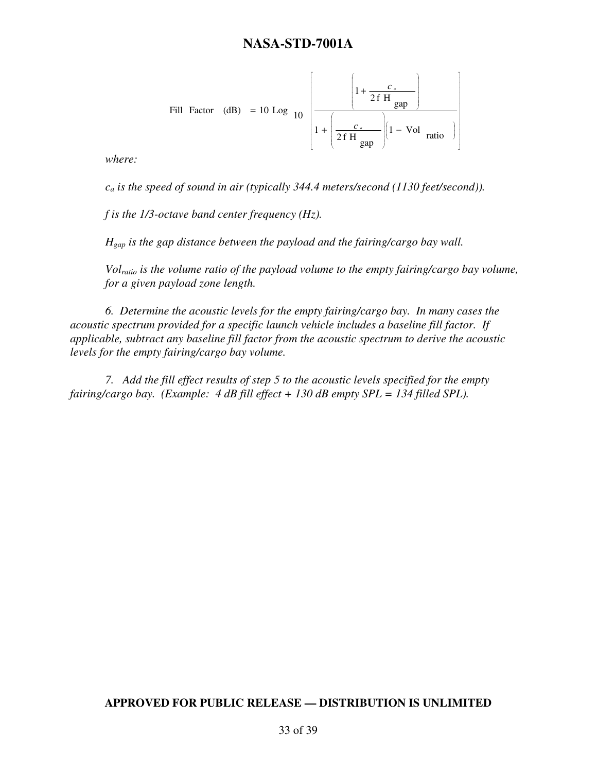$$\text{Fill Factor (dB)} = 10\,\text{Log}_{10}\left[\frac{\left(1+\dfrac{c_a}{2fH_{gap}}\right)}{1+\left(\dfrac{c_a}{2fH_{gap}}\right)\left(1-\text{Vol}_{ratio}\right)}\right]$$

*where:*

*$c_a$ is the speed of sound in air (typically 344.4 meters/second (1130 feet/second)).*

*f is the 1/3-octave band center frequency (Hz).*

*$H_{gap}$ is the gap distance between the payload and the fairing/cargo bay wall.*

*$Vol_{ratio}$ is the volume ratio of the payload volume to the empty fairing/cargo bay volume, for a given payload zone length.*

*6. Determine the acoustic levels for the empty fairing/cargo bay. In many cases the acoustic spectrum provided for a specific launch vehicle includes a baseline fill factor. If applicable, subtract any baseline fill factor from the acoustic spectrum to derive the acoustic levels for the empty fairing/cargo bay volume.*

*7. Add the fill effect results of step 5 to the acoustic levels specified for the empty fairing/cargo bay. (Example: 4 dB fill effect + 130 dB empty SPL = 134 filled SPL).*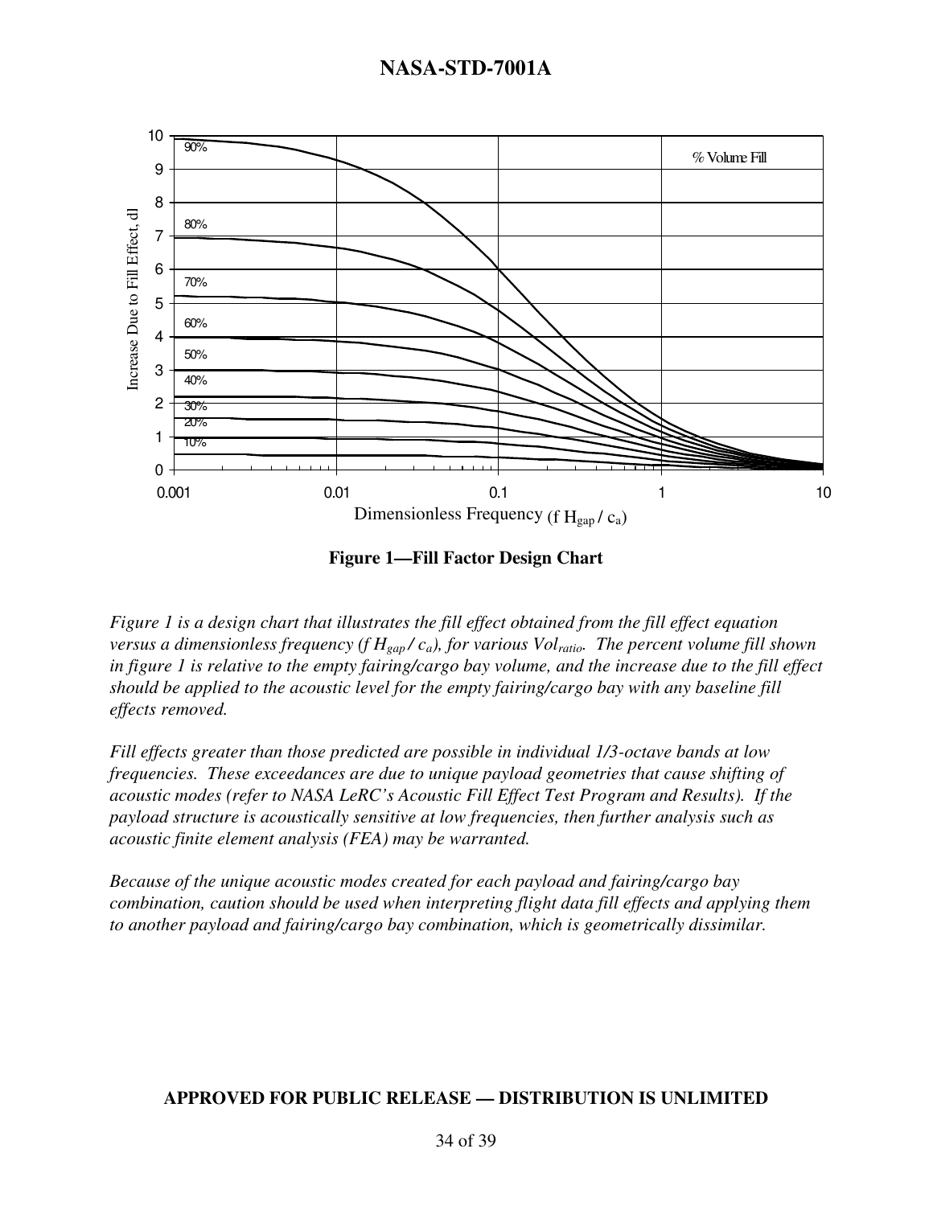10
9
8
7
6
5
4
3
2
1
0

90%
80%
70%
60%
50%
40%
30%
20%
10%

% Volume Fill

Increase Due to Fill Effect, dl

0.001
0.01
0.1
1
10

Dimensionless Frequency ($f\ H_{gap}$ / $c_a$)

**Figure 1—Fill Factor Design Chart**

*Figure 1 is a design chart that illustrates the fill effect obtained from the fill effect equation versus a dimensionless frequency ($f\ H_{gap}$ / $c_a$), for various $Vol_{ratio}$. The percent volume fill shown in figure 1 is relative to the empty fairing/cargo bay volume, and the increase due to the fill effect should be applied to the acoustic level for the empty fairing/cargo bay with any baseline fill effects removed.*

*Fill effects greater than those predicted are possible in individual 1/3-octave bands at low frequencies. These exceedances are due to unique payload geometries that cause shifting of acoustic modes (refer to NASA LeRC's Acoustic Fill Effect Test Program and Results). If the payload structure is acoustically sensitive at low frequencies, then further analysis such as acoustic finite element analysis (FEA) may be warranted.*

*Because of the unique acoustic modes created for each payload and fairing/cargo bay combination, caution should be used when interpreting flight data fill effects and applying them to another payload and fairing/cargo bay combination, which is geometrically dissimilar.*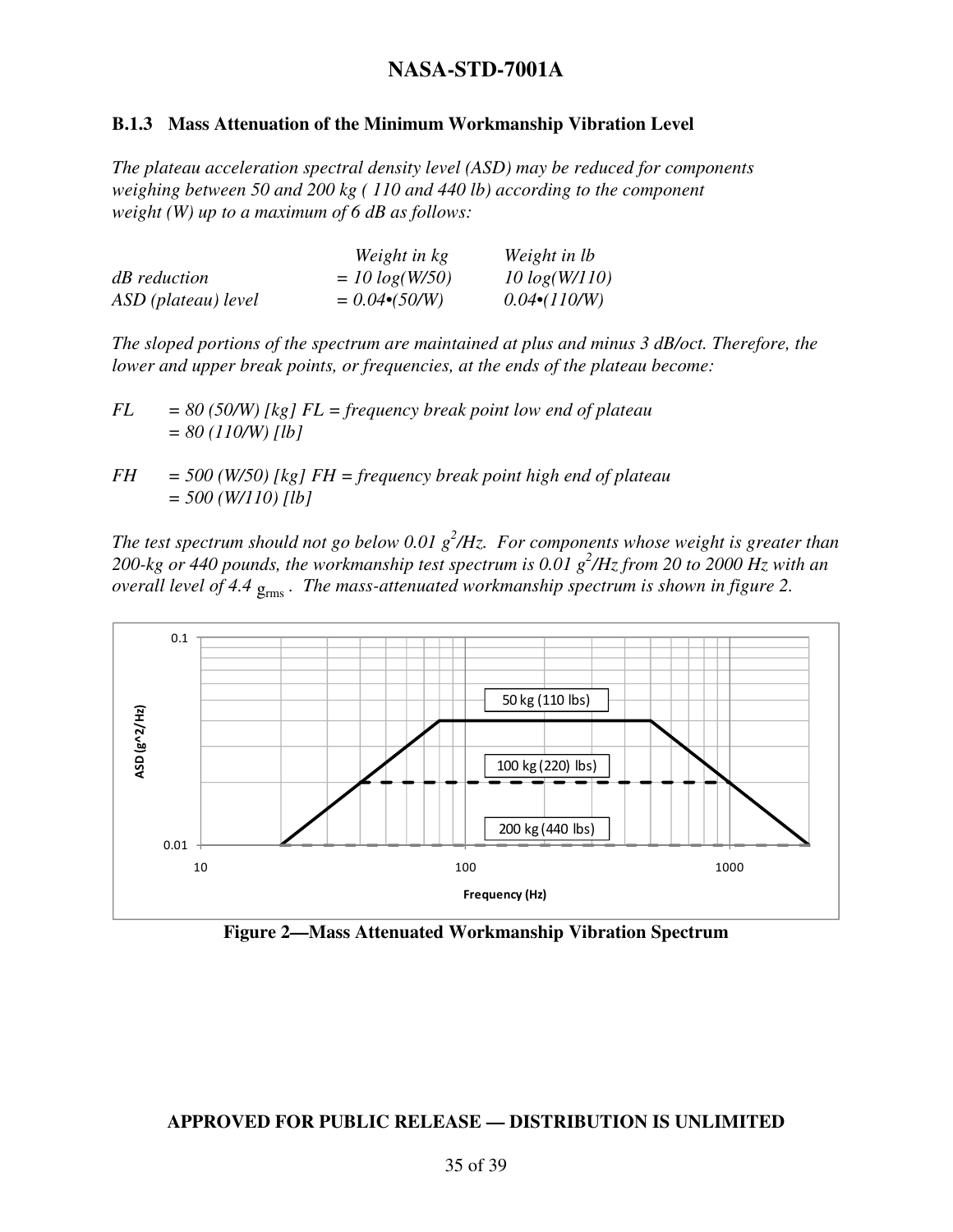### B.1.3 Mass Attenuation of the Minimum Workmanship Vibration Level

*The plateau acceleration spectral density level (ASD) may be reduced for components weighing between 50 and 200 kg ( 110 and 440 lb) according to the component weight (W) up to a maximum of 6 dB as follows:*

| | *Weight in kg* | *Weight in lb* |
|---|---|---|
| *dB reduction* | *= 10 log(W/50)* | *10 log(W/110)* |
| *ASD (plateau) level* | *= 0.04•(50/W)* | *0.04•(110/W)* |

*The sloped portions of the spectrum are maintained at plus and minus 3 dB/oct. Therefore, the lower and upper break points, or frequencies, at the ends of the plateau become:*

*FL = 80 (50/W) [kg] FL = frequency break point low end of plateau*
*= 80 (110/W) [lb]*

*FH = 500 (W/50) [kg] FH = frequency break point high end of plateau*
*= 500 (W/110) [lb]*

*The test spectrum should not go below 0.01 $g^2$/Hz. For components whose weight is greater than 200-kg or 440 pounds, the workmanship test spectrum is 0.01 $g^2$/Hz from 20 to 2000 Hz with an overall level of 4.4 $g_{rms}$. The mass-attenuated workmanship spectrum is shown in figure 2.*

ASD (g^2/Hz)
0.1
0.01
50 kg (110 lbs)
100 kg (220) lbs)
200 kg (440 lbs)
10
100
1000
Frequency (Hz)

**Figure 2—Mass Attenuated Workmanship Vibration Spectrum**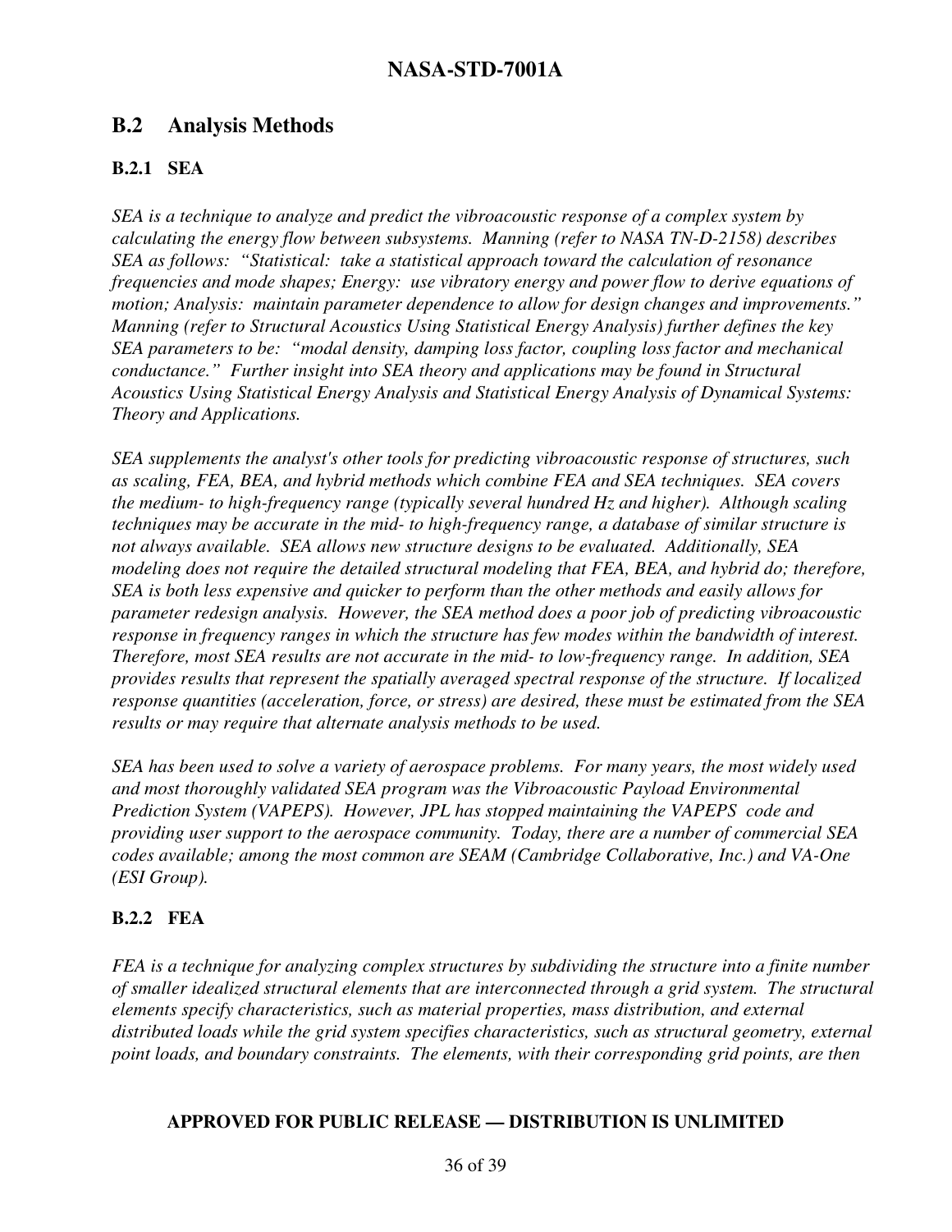## B.2 Analysis Methods

### B.2.1 SEA

*SEA is a technique to analyze and predict the vibroacoustic response of a complex system by calculating the energy flow between subsystems. Manning (refer to NASA TN-D-2158) describes SEA as follows: "Statistical: take a statistical approach toward the calculation of resonance frequencies and mode shapes; Energy: use vibratory energy and power flow to derive equations of motion; Analysis: maintain parameter dependence to allow for design changes and improvements." Manning (refer to Structural Acoustics Using Statistical Energy Analysis) further defines the key SEA parameters to be: "modal density, damping loss factor, coupling loss factor and mechanical conductance." Further insight into SEA theory and applications may be found in Structural Acoustics Using Statistical Energy Analysis and Statistical Energy Analysis of Dynamical Systems: Theory and Applications.*

*SEA supplements the analyst's other tools for predicting vibroacoustic response of structures, such as scaling, FEA, BEA, and hybrid methods which combine FEA and SEA techniques. SEA covers the medium- to high-frequency range (typically several hundred Hz and higher). Although scaling techniques may be accurate in the mid- to high-frequency range, a database of similar structure is not always available. SEA allows new structure designs to be evaluated. Additionally, SEA modeling does not require the detailed structural modeling that FEA, BEA, and hybrid do; therefore, SEA is both less expensive and quicker to perform than the other methods and easily allows for parameter redesign analysis. However, the SEA method does a poor job of predicting vibroacoustic response in frequency ranges in which the structure has few modes within the bandwidth of interest. Therefore, most SEA results are not accurate in the mid- to low-frequency range. In addition, SEA provides results that represent the spatially averaged spectral response of the structure. If localized response quantities (acceleration, force, or stress) are desired, these must be estimated from the SEA results or may require that alternate analysis methods to be used.*

*SEA has been used to solve a variety of aerospace problems. For many years, the most widely used and most thoroughly validated SEA program was the Vibroacoustic Payload Environmental Prediction System (VAPEPS). However, JPL has stopped maintaining the VAPEPS code and providing user support to the aerospace community. Today, there are a number of commercial SEA codes available; among the most common are SEAM (Cambridge Collaborative, Inc.) and VA-One (ESI Group).*

### B.2.2 FEA

*FEA is a technique for analyzing complex structures by subdividing the structure into a finite number of smaller idealized structural elements that are interconnected through a grid system. The structural elements specify characteristics, such as material properties, mass distribution, and external distributed loads while the grid system specifies characteristics, such as structural geometry, external point loads, and boundary constraints. The elements, with their corresponding grid points, are then*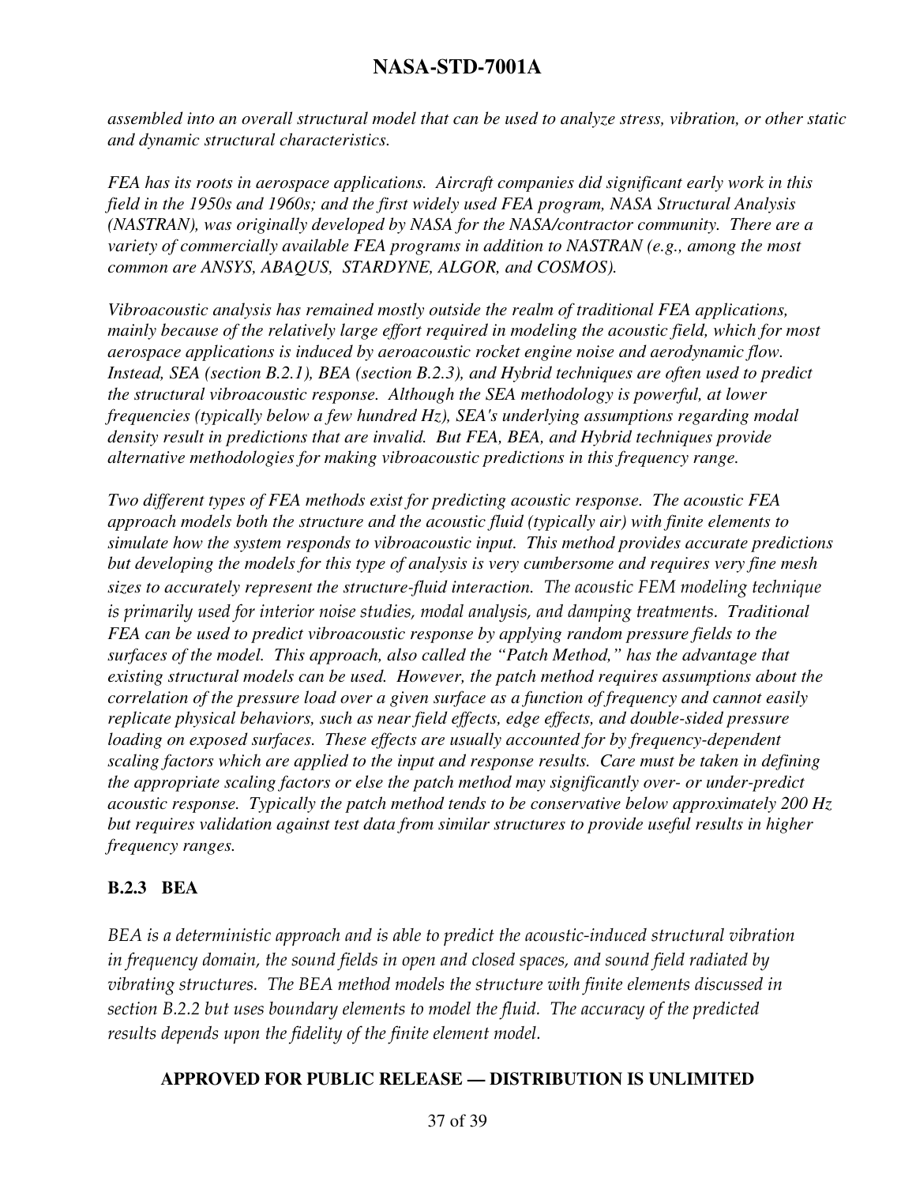*assembled into an overall structural model that can be used to analyze stress, vibration, or other static and dynamic structural characteristics.*

*FEA has its roots in aerospace applications. Aircraft companies did significant early work in this field in the 1950s and 1960s; and the first widely used FEA program, NASA Structural Analysis (NASTRAN), was originally developed by NASA for the NASA/contractor community. There are a variety of commercially available FEA programs in addition to NASTRAN (e.g., among the most common are ANSYS, ABAQUS, STARDYNE, ALGOR, and COSMOS).*

*Vibroacoustic analysis has remained mostly outside the realm of traditional FEA applications, mainly because of the relatively large effort required in modeling the acoustic field, which for most aerospace applications is induced by aeroacoustic rocket engine noise and aerodynamic flow. Instead, SEA (section B.2.1), BEA (section B.2.3), and Hybrid techniques are often used to predict the structural vibroacoustic response. Although the SEA methodology is powerful, at lower frequencies (typically below a few hundred Hz), SEA's underlying assumptions regarding modal density result in predictions that are invalid. But FEA, BEA, and Hybrid techniques provide alternative methodologies for making vibroacoustic predictions in this frequency range.*

*Two different types of FEA methods exist for predicting acoustic response. The acoustic FEA approach models both the structure and the acoustic fluid (typically air) with finite elements to simulate how the system responds to vibroacoustic input. This method provides accurate predictions but developing the models for this type of analysis is very cumbersome and requires very fine mesh sizes to accurately represent the structure-fluid interaction. The acoustic FEM modeling technique is primarily used for interior noise studies, modal analysis, and damping treatments. Traditional FEA can be used to predict vibroacoustic response by applying random pressure fields to the surfaces of the model. This approach, also called the "Patch Method," has the advantage that existing structural models can be used. However, the patch method requires assumptions about the correlation of the pressure load over a given surface as a function of frequency and cannot easily replicate physical behaviors, such as near field effects, edge effects, and double-sided pressure loading on exposed surfaces. These effects are usually accounted for by frequency-dependent scaling factors which are applied to the input and response results. Care must be taken in defining the appropriate scaling factors or else the patch method may significantly over- or under-predict acoustic response. Typically the patch method tends to be conservative below approximately 200 Hz but requires validation against test data from similar structures to provide useful results in higher frequency ranges.*

### B.2.3 BEA

*BEA is a deterministic approach and is able to predict the acoustic-induced structural vibration in frequency domain, the sound fields in open and closed spaces, and sound field radiated by vibrating structures. The BEA method models the structure with finite elements discussed in section B.2.2 but uses boundary elements to model the fluid. The accuracy of the predicted results depends upon the fidelity of the finite element model.*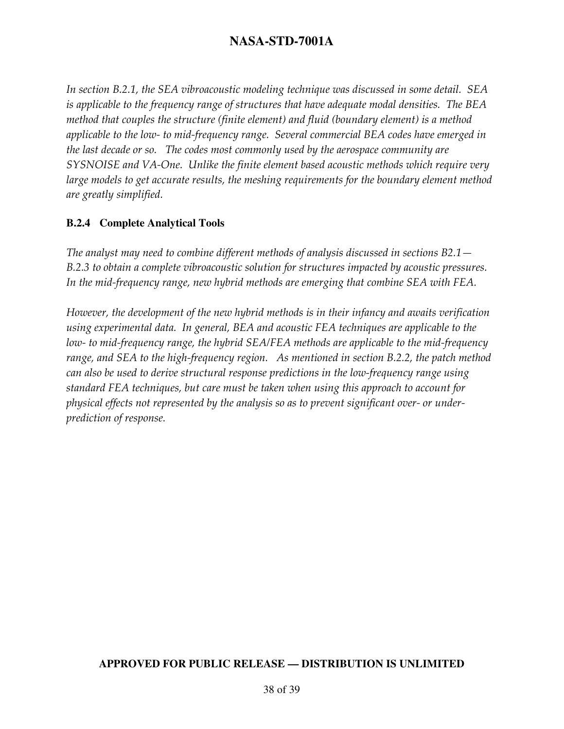*In section B.2.1, the SEA vibroacoustic modeling technique was discussed in some detail. SEA is applicable to the frequency range of structures that have adequate modal densities. The BEA method that couples the structure (finite element) and fluid (boundary element) is a method applicable to the low- to mid-frequency range. Several commercial BEA codes have emerged in the last decade or so. The codes most commonly used by the aerospace community are SYSNOISE and VA-One. Unlike the finite element based acoustic methods which require very large models to get accurate results, the meshing requirements for the boundary element method are greatly simplified.*

### B.2.4 Complete Analytical Tools

*The analyst may need to combine different methods of analysis discussed in sections B2.1—B.2.3 to obtain a complete vibroacoustic solution for structures impacted by acoustic pressures. In the mid-frequency range, new hybrid methods are emerging that combine SEA with FEA.*

*However, the development of the new hybrid methods is in their infancy and awaits verification using experimental data. In general, BEA and acoustic FEA techniques are applicable to the low- to mid-frequency range, the hybrid SEA/FEA methods are applicable to the mid-frequency range, and SEA to the high-frequency region. As mentioned in section B.2.2, the patch method can also be used to derive structural response predictions in the low-frequency range using standard FEA techniques, but care must be taken when using this approach to account for physical effects not represented by the analysis so as to prevent significant over- or under-prediction of response.*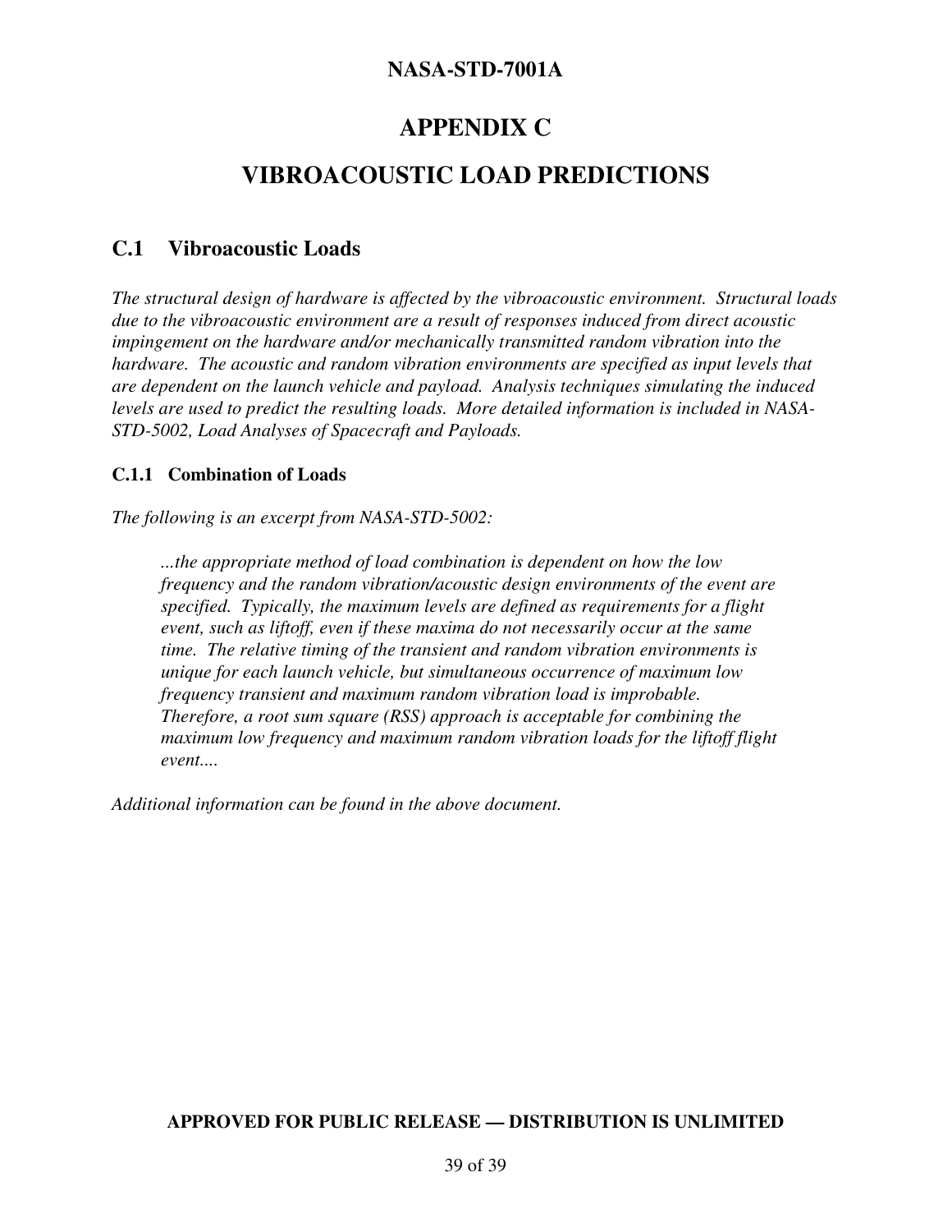# APPENDIX C

# VIBROACOUSTIC LOAD PREDICTIONS

## C.1 Vibroacoustic Loads

*The structural design of hardware is affected by the vibroacoustic environment. Structural loads due to the vibroacoustic environment are a result of responses induced from direct acoustic impingement on the hardware and/or mechanically transmitted random vibration into the hardware. The acoustic and random vibration environments are specified as input levels that are dependent on the launch vehicle and payload. Analysis techniques simulating the induced levels are used to predict the resulting loads. More detailed information is included in NASA-STD-5002, Load Analyses of Spacecraft and Payloads.*

### C.1.1 Combination of Loads

*The following is an excerpt from NASA-STD-5002:*

> *...the appropriate method of load combination is dependent on how the low frequency and the random vibration/acoustic design environments of the event are specified. Typically, the maximum levels are defined as requirements for a flight event, such as liftoff, even if these maxima do not necessarily occur at the same time. The relative timing of the transient and random vibration environments is unique for each launch vehicle, but simultaneous occurrence of maximum low frequency transient and maximum random vibration load is improbable. Therefore, a root sum square (RSS) approach is acceptable for combining the maximum low frequency and maximum random vibration loads for the liftoff flight event....*

*Additional information can be found in the above document.*

**APPROVED FOR PUBLIC RELEASE — DISTRIBUTION IS UNLIMITED**